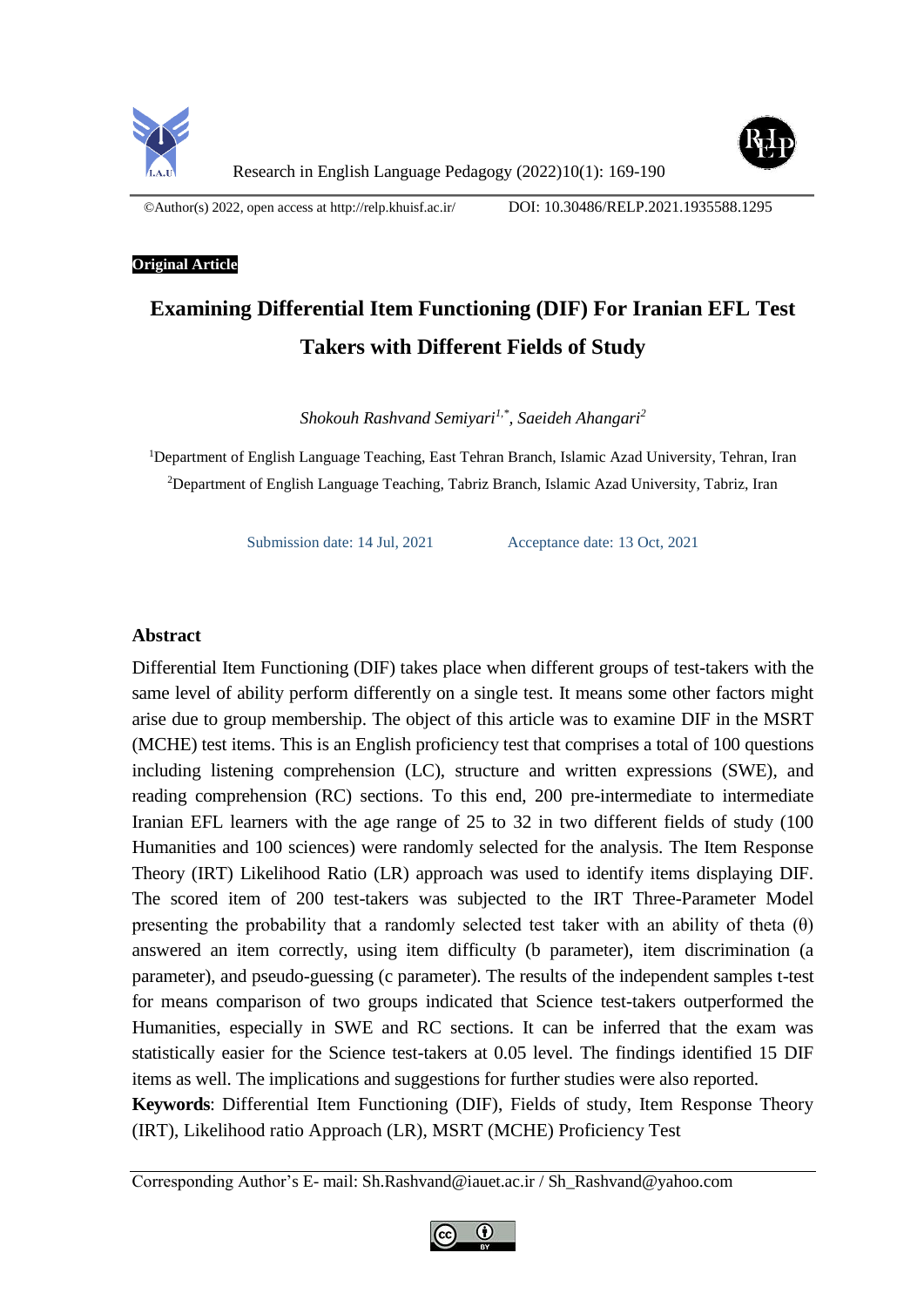©Author(s) 2022, open access at http://relp.khuisf.ac.ir/ DOI: 10.30486/RELP.2021.1935588.1295

**Original Article**

# Examining Differential Item Functioning (DIF) For Iranian EFL Test Takers with Different Fields of Study

*Shokouh Rashvand Semiyari[1,*], Saeideh Ahangari[2]*

[1]Department of English Language Teaching, East Tehran Branch, Islamic Azad University, Tehran, Iran

[2]Department of English Language Teaching, Tabriz Branch, Islamic Azad University, Tabriz, Iran

Submission date: 14 Jul, 2021 Acceptance date: 13 Oct, 2021

## Abstract

Differential Item Functioning (DIF) takes place when different groups of test-takers with the same level of ability perform differently on a single test. It means some other factors might arise due to group membership. The object of this article was to examine DIF in the MSRT (MCHE) test items. This is an English proficiency test that comprises a total of 100 questions including listening comprehension (LC), structure and written expressions (SWE), and reading comprehension (RC) sections. To this end, 200 pre-intermediate to intermediate Iranian EFL learners with the age range of 25 to 32 in two different fields of study (100 Humanities and 100 sciences) were randomly selected for the analysis. The Item Response Theory (IRT) Likelihood Ratio (LR) approach was used to identify items displaying DIF. The scored item of 200 test-takers was subjected to the IRT Three-Parameter Model presenting the probability that a randomly selected test taker with an ability of theta (θ) answered an item correctly, using item difficulty (b parameter), item discrimination (a parameter), and pseudo-guessing (c parameter). The results of the independent samples t-test for means comparison of two groups indicated that Science test-takers outperformed the Humanities, especially in SWE and RC sections. It can be inferred that the exam was statistically easier for the Science test-takers at 0.05 level. The findings identified 15 DIF items as well. The implications and suggestions for further studies were also reported.

**Keywords**: Differential Item Functioning (DIF), Fields of study, Item Response Theory (IRT), Likelihood ratio Approach (LR), MSRT (MCHE) Proficiency Test

Corresponding Author's E- mail: Sh.Rashvand@iauet.ac.ir / Sh_Rashvand@yahoo.com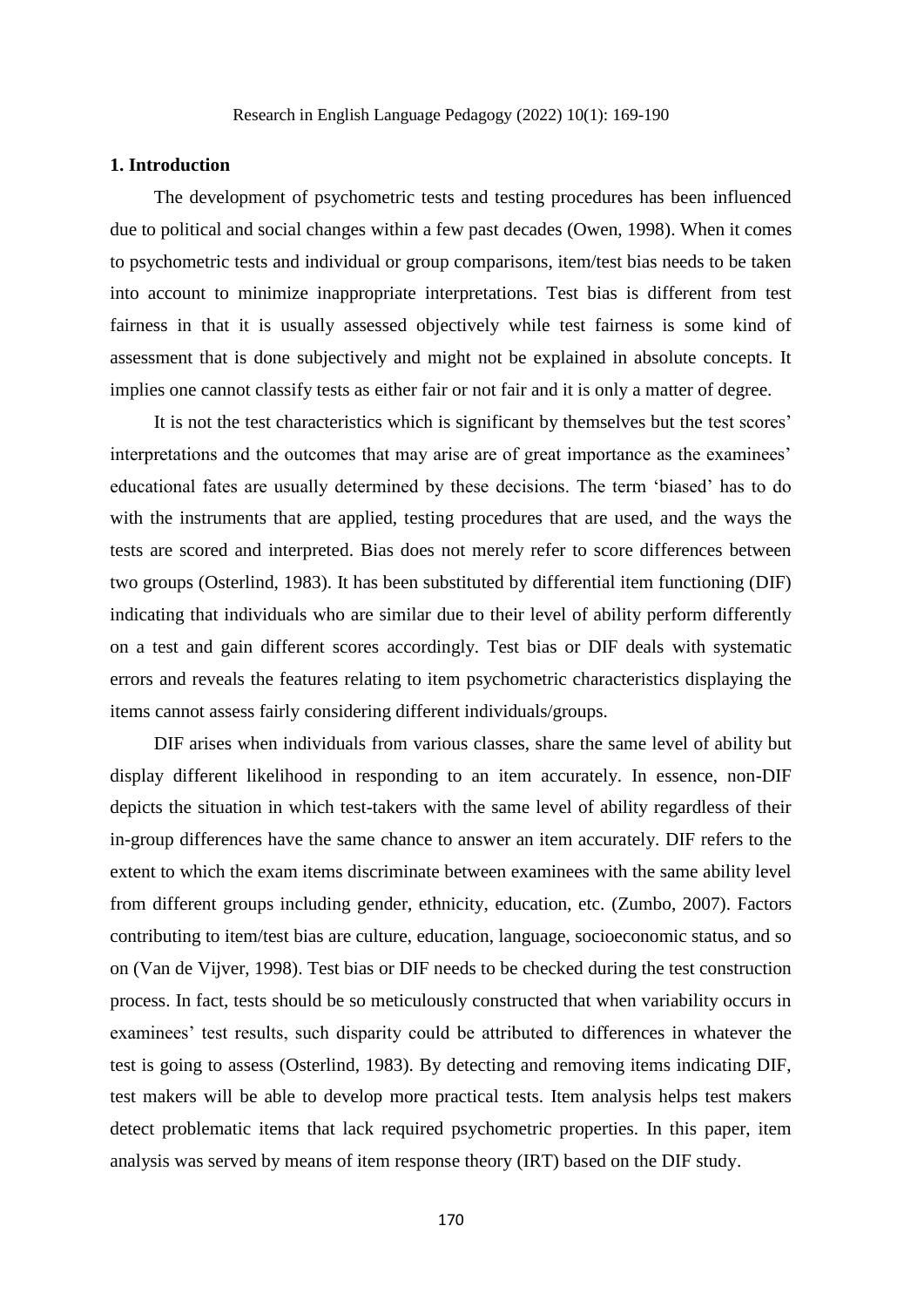## 1. Introduction

The development of psychometric tests and testing procedures has been influenced due to political and social changes within a few past decades (Owen, 1998). When it comes to psychometric tests and individual or group comparisons, item/test bias needs to be taken into account to minimize inappropriate interpretations. Test bias is different from test fairness in that it is usually assessed objectively while test fairness is some kind of assessment that is done subjectively and might not be explained in absolute concepts. It implies one cannot classify tests as either fair or not fair and it is only a matter of degree.

It is not the test characteristics which is significant by themselves but the test scores' interpretations and the outcomes that may arise are of great importance as the examinees' educational fates are usually determined by these decisions. The term 'biased' has to do with the instruments that are applied, testing procedures that are used, and the ways the tests are scored and interpreted. Bias does not merely refer to score differences between two groups (Osterlind, 1983). It has been substituted by differential item functioning (DIF) indicating that individuals who are similar due to their level of ability perform differently on a test and gain different scores accordingly. Test bias or DIF deals with systematic errors and reveals the features relating to item psychometric characteristics displaying the items cannot assess fairly considering different individuals/groups.

DIF arises when individuals from various classes, share the same level of ability but display different likelihood in responding to an item accurately. In essence, non-DIF depicts the situation in which test-takers with the same level of ability regardless of their in-group differences have the same chance to answer an item accurately. DIF refers to the extent to which the exam items discriminate between examinees with the same ability level from different groups including gender, ethnicity, education, etc. (Zumbo, 2007). Factors contributing to item/test bias are culture, education, language, socioeconomic status, and so on (Van de Vijver, 1998). Test bias or DIF needs to be checked during the test construction process. In fact, tests should be so meticulously constructed that when variability occurs in examinees' test results, such disparity could be attributed to differences in whatever the test is going to assess (Osterlind, 1983). By detecting and removing items indicating DIF, test makers will be able to develop more practical tests. Item analysis helps test makers detect problematic items that lack required psychometric properties. In this paper, item analysis was served by means of item response theory (IRT) based on the DIF study.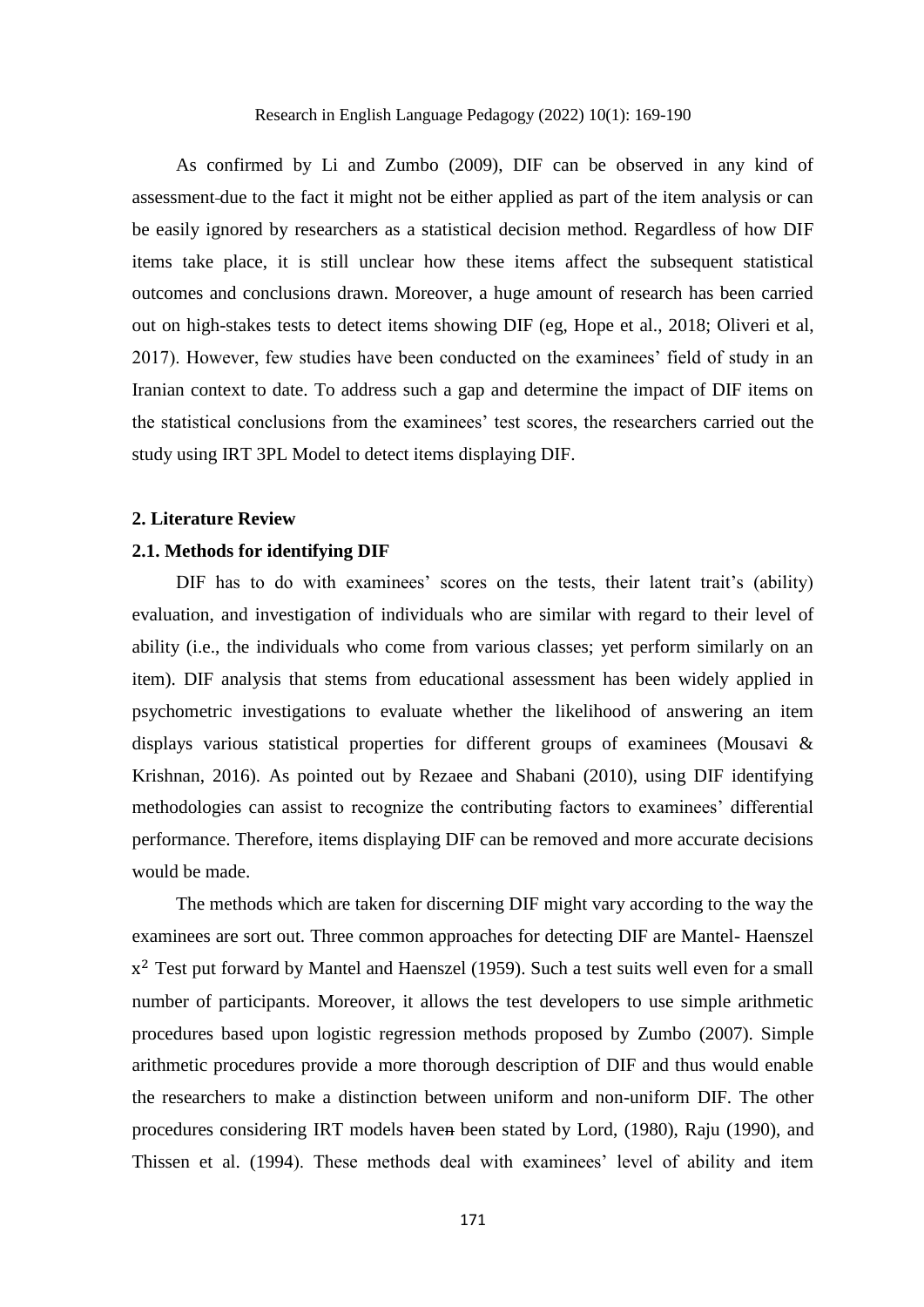As confirmed by Li and Zumbo (2009), DIF can be observed in any kind of assessment due to the fact it might not be either applied as part of the item analysis or can be easily ignored by researchers as a statistical decision method. Regardless of how DIF items take place, it is still unclear how these items affect the subsequent statistical outcomes and conclusions drawn. Moreover, a huge amount of research has been carried out on high-stakes tests to detect items showing DIF (eg, Hope et al., 2018; Oliveri et al, 2017). However, few studies have been conducted on the examinees' field of study in an Iranian context to date. To address such a gap and determine the impact of DIF items on the statistical conclusions from the examinees' test scores, the researchers carried out the study using IRT 3PL Model to detect items displaying DIF.

## 2. Literature Review

### 2.1. Methods for identifying DIF

DIF has to do with examinees' scores on the tests, their latent trait's (ability) evaluation, and investigation of individuals who are similar with regard to their level of ability (i.e., the individuals who come from various classes; yet perform similarly on an item). DIF analysis that stems from educational assessment has been widely applied in psychometric investigations to evaluate whether the likelihood of answering an item displays various statistical properties for different groups of examinees (Mousavi & Krishnan, 2016). As pointed out by Rezaee and Shabani (2010), using DIF identifying methodologies can assist to recognize the contributing factors to examinees' differential performance. Therefore, items displaying DIF can be removed and more accurate decisions would be made.

The methods which are taken for discerning DIF might vary according to the way the examinees are sort out. Three common approaches for detecting DIF are Mantel- Haenszel $x^2$ Test put forward by Mantel and Haenszel (1959). Such a test suits well even for a small number of participants. Moreover, it allows the test developers to use simple arithmetic procedures based upon logistic regression methods proposed by Zumbo (2007). Simple arithmetic procedures provide a more thorough description of DIF and thus would enable the researchers to make a distinction between uniform and non-uniform DIF. The other procedures considering IRT models have been stated by Lord, (1980), Raju (1990), and Thissen et al. (1994). These methods deal with examinees' level of ability and item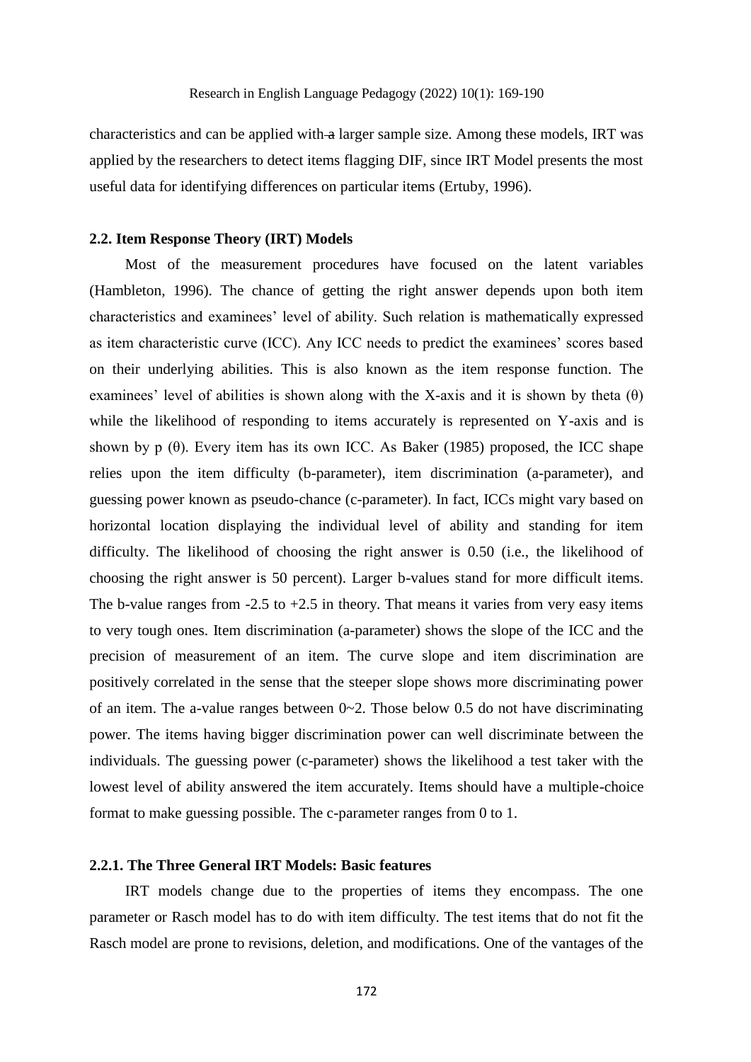characteristics and can be applied with a larger sample size. Among these models, IRT was applied by the researchers to detect items flagging DIF, since IRT Model presents the most useful data for identifying differences on particular items (Ertuby, 1996).

### 2.2. Item Response Theory (IRT) Models

Most of the measurement procedures have focused on the latent variables (Hambleton, 1996). The chance of getting the right answer depends upon both item characteristics and examinees' level of ability. Such relation is mathematically expressed as item characteristic curve (ICC). Any ICC needs to predict the examinees' scores based on their underlying abilities. This is also known as the item response function. The examinees' level of abilities is shown along with the X-axis and it is shown by theta ($\theta$) while the likelihood of responding to items accurately is represented on Y-axis and is shown by p ($\theta$). Every item has its own ICC. As Baker (1985) proposed, the ICC shape relies upon the item difficulty (b-parameter), item discrimination (a-parameter), and guessing power known as pseudo-chance (c-parameter). In fact, ICCs might vary based on horizontal location displaying the individual level of ability and standing for item difficulty. The likelihood of choosing the right answer is 0.50 (i.e., the likelihood of choosing the right answer is 50 percent). Larger b-values stand for more difficult items. The b-value ranges from -2.5 to +2.5 in theory. That means it varies from very easy items to very tough ones. Item discrimination (a-parameter) shows the slope of the ICC and the precision of measurement of an item. The curve slope and item discrimination are positively correlated in the sense that the steeper slope shows more discriminating power of an item. The a-value ranges between 0~2. Those below 0.5 do not have discriminating power. The items having bigger discrimination power can well discriminate between the individuals. The guessing power (c-parameter) shows the likelihood a test taker with the lowest level of ability answered the item accurately. Items should have a multiple-choice format to make guessing possible. The c-parameter ranges from 0 to 1.

#### 2.2.1. The Three General IRT Models: Basic features

IRT models change due to the properties of items they encompass. The one parameter or Rasch model has to do with item difficulty. The test items that do not fit the Rasch model are prone to revisions, deletion, and modifications. One of the vantages of the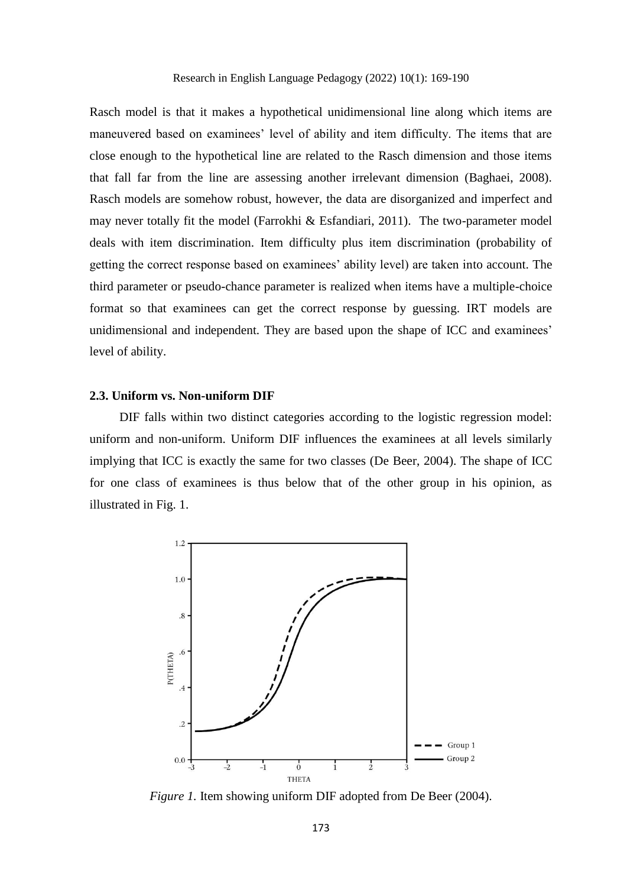Rasch model is that it makes a hypothetical unidimensional line along which items are maneuvered based on examinees' level of ability and item difficulty. The items that are close enough to the hypothetical line are related to the Rasch dimension and those items that fall far from the line are assessing another irrelevant dimension (Baghaei, 2008). Rasch models are somehow robust, however, the data are disorganized and imperfect and may never totally fit the model (Farrokhi & Esfandiari, 2011). The two-parameter model deals with item discrimination. Item difficulty plus item discrimination (probability of getting the correct response based on examinees' ability level) are taken into account. The third parameter or pseudo-chance parameter is realized when items have a multiple-choice format so that examinees can get the correct response by guessing. IRT models are unidimensional and independent. They are based upon the shape of ICC and examinees' level of ability.

### 2.3. Uniform vs. Non-uniform DIF

DIF falls within two distinct categories according to the logistic regression model: uniform and non-uniform. Uniform DIF influences the examinees at all levels similarly implying that ICC is exactly the same for two classes (De Beer, 2004). The shape of ICC for one class of examinees is thus below that of the other group in his opinion, as illustrated in Fig. 1.

*Figure 1.* Item showing uniform DIF adopted from De Beer (2004).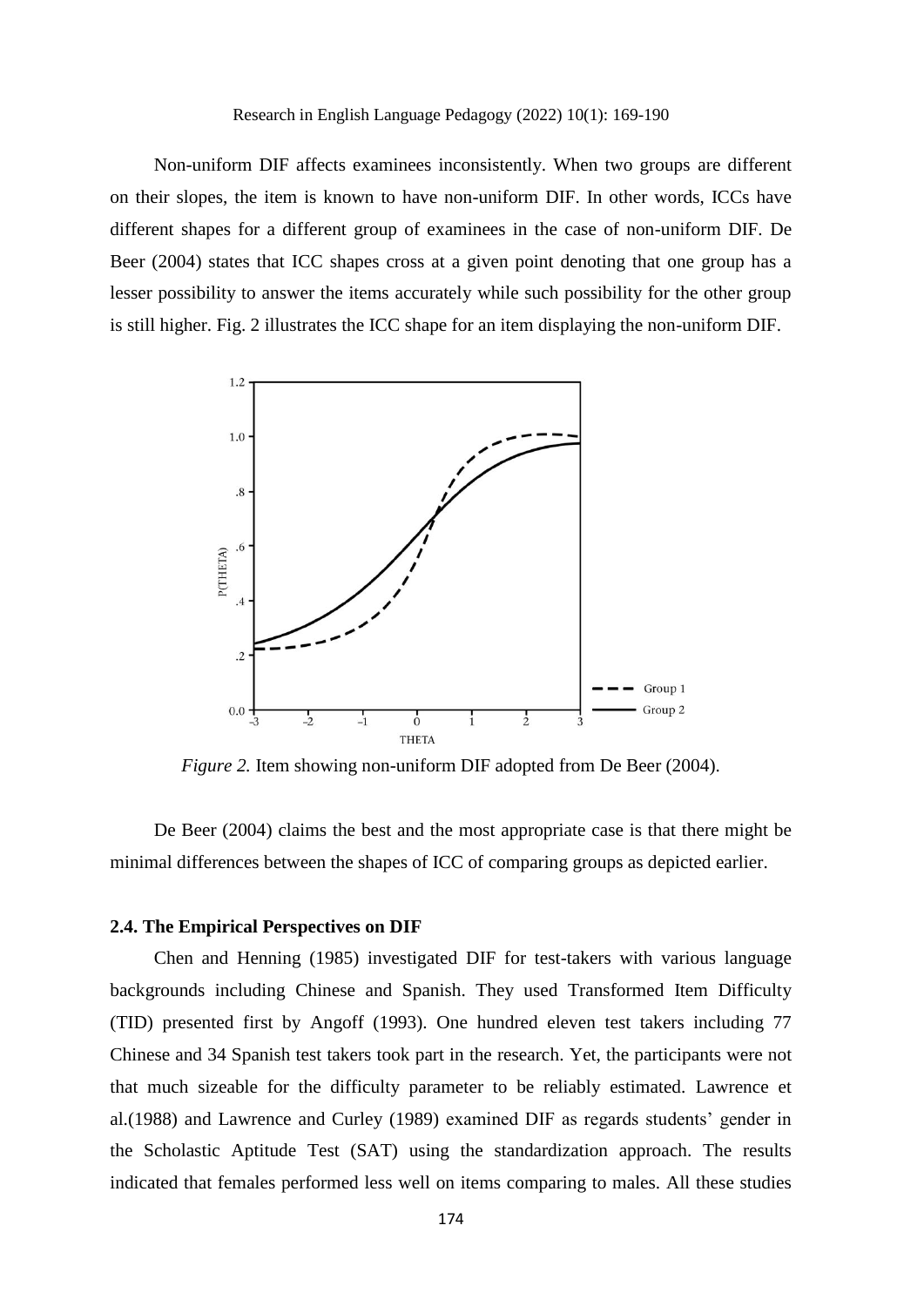Non-uniform DIF affects examinees inconsistently. When two groups are different on their slopes, the item is known to have non-uniform DIF. In other words, ICCs have different shapes for a different group of examinees in the case of non-uniform DIF. De Beer (2004) states that ICC shapes cross at a given point denoting that one group has a lesser possibility to answer the items accurately while such possibility for the other group is still higher. Fig. 2 illustrates the ICC shape for an item displaying the non-uniform DIF.

*Figure 2.* Item showing non-uniform DIF adopted from De Beer (2004).

De Beer (2004) claims the best and the most appropriate case is that there might be minimal differences between the shapes of ICC of comparing groups as depicted earlier.

### 2.4. The Empirical Perspectives on DIF

Chen and Henning (1985) investigated DIF for test-takers with various language backgrounds including Chinese and Spanish. They used Transformed Item Difficulty (TID) presented first by Angoff (1993). One hundred eleven test takers including 77 Chinese and 34 Spanish test takers took part in the research. Yet, the participants were not that much sizeable for the difficulty parameter to be reliably estimated. Lawrence et al.(1988) and Lawrence and Curley (1989) examined DIF as regards students' gender in the Scholastic Aptitude Test (SAT) using the standardization approach. The results indicated that females performed less well on items comparing to males. All these studies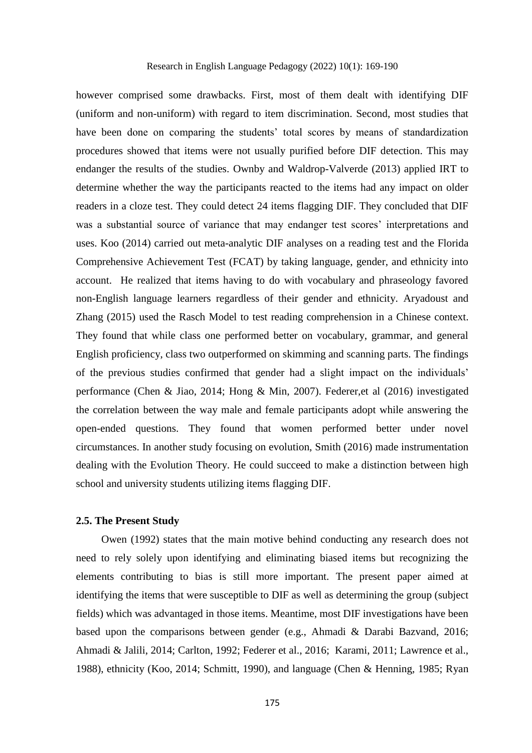however comprised some drawbacks. First, most of them dealt with identifying DIF (uniform and non-uniform) with regard to item discrimination. Second, most studies that have been done on comparing the students' total scores by means of standardization procedures showed that items were not usually purified before DIF detection. This may endanger the results of the studies. Ownby and Waldrop-Valverde (2013) applied IRT to determine whether the way the participants reacted to the items had any impact on older readers in a cloze test. They could detect 24 items flagging DIF. They concluded that DIF was a substantial source of variance that may endanger test scores' interpretations and uses. Koo (2014) carried out meta-analytic DIF analyses on a reading test and the Florida Comprehensive Achievement Test (FCAT) by taking language, gender, and ethnicity into account. He realized that items having to do with vocabulary and phraseology favored non-English language learners regardless of their gender and ethnicity. Aryadoust and Zhang (2015) used the Rasch Model to test reading comprehension in a Chinese context. They found that while class one performed better on vocabulary, grammar, and general English proficiency, class two outperformed on skimming and scanning parts. The findings of the previous studies confirmed that gender had a slight impact on the individuals' performance (Chen & Jiao, 2014; Hong & Min, 2007). Federer,et al (2016) investigated the correlation between the way male and female participants adopt while answering the open-ended questions. They found that women performed better under novel circumstances. In another study focusing on evolution, Smith (2016) made instrumentation dealing with the Evolution Theory. He could succeed to make a distinction between high school and university students utilizing items flagging DIF.

### 2.5. The Present Study

Owen (1992) states that the main motive behind conducting any research does not need to rely solely upon identifying and eliminating biased items but recognizing the elements contributing to bias is still more important. The present paper aimed at identifying the items that were susceptible to DIF as well as determining the group (subject fields) which was advantaged in those items. Meantime, most DIF investigations have been based upon the comparisons between gender (e.g., Ahmadi & Darabi Bazvand, 2016; Ahmadi & Jalili, 2014; Carlton, 1992; Federer et al., 2016; Karami, 2011; Lawrence et al., 1988), ethnicity (Koo, 2014; Schmitt, 1990), and language (Chen & Henning, 1985; Ryan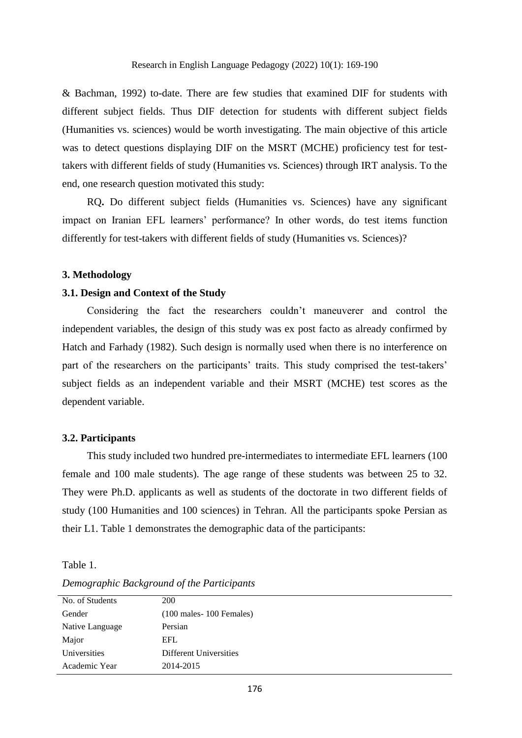& Bachman, 1992) to-date. There are few studies that examined DIF for students with different subject fields. Thus DIF detection for students with different subject fields (Humanities vs. sciences) would be worth investigating. The main objective of this article was to detect questions displaying DIF on the MSRT (MCHE) proficiency test for test-takers with different fields of study (Humanities vs. Sciences) through IRT analysis. To the end, one research question motivated this study:

RQ**.** Do different subject fields (Humanities vs. Sciences) have any significant impact on Iranian EFL learners' performance? In other words, do test items function differently for test-takers with different fields of study (Humanities vs. Sciences)?

## 3. Methodology

### 3.1. Design and Context of the Study

Considering the fact the researchers couldn't maneuverer and control the independent variables, the design of this study was ex post facto as already confirmed by Hatch and Farhady (1982). Such design is normally used when there is no interference on part of the researchers on the participants' traits. This study comprised the test-takers' subject fields as an independent variable and their MSRT (MCHE) test scores as the dependent variable.

### 3.2. Participants

This study included two hundred pre-intermediates to intermediate EFL learners (100 female and 100 male students). The age range of these students was between 25 to 32. They were Ph.D. applicants as well as students of the doctorate in two different fields of study (100 Humanities and 100 sciences) in Tehran. All the participants spoke Persian as their L1. Table 1 demonstrates the demographic data of the participants:

Table 1.

*Demographic Background of the Participants*

| | |
|---|---|
| No. of Students | 200 |
| Gender | (100 males- 100 Females) |
| Native Language | Persian |
| Major | EFL |
| Universities | Different Universities |
| Academic Year | 2014-2015 |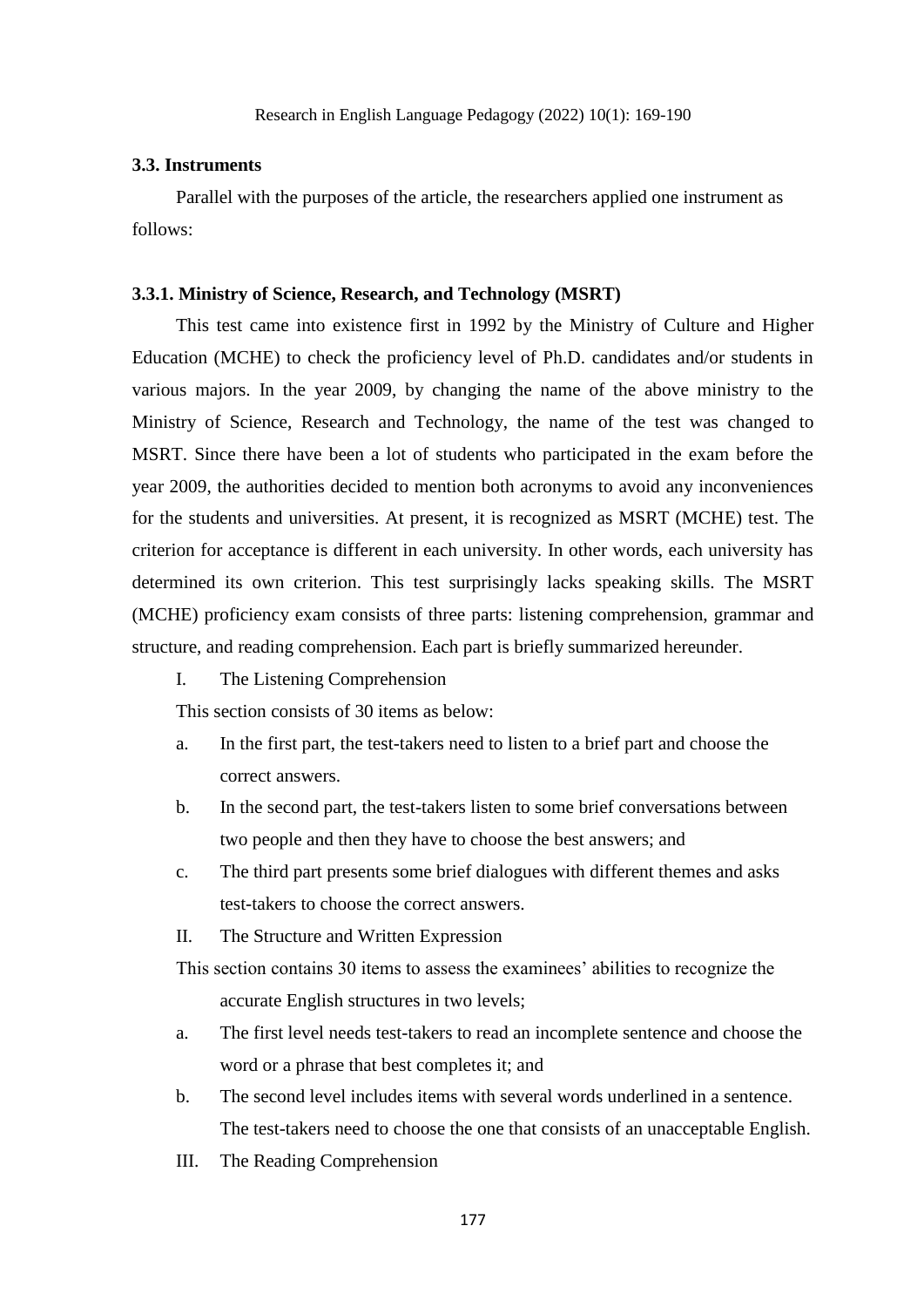### 3.3. Instruments

Parallel with the purposes of the article, the researchers applied one instrument as follows:

#### 3.3.1. Ministry of Science, Research, and Technology (MSRT)

This test came into existence first in 1992 by the Ministry of Culture and Higher Education (MCHE) to check the proficiency level of Ph.D. candidates and/or students in various majors. In the year 2009, by changing the name of the above ministry to the Ministry of Science, Research and Technology, the name of the test was changed to MSRT. Since there have been a lot of students who participated in the exam before the year 2009, the authorities decided to mention both acronyms to avoid any inconveniences for the students and universities. At present, it is recognized as MSRT (MCHE) test. The criterion for acceptance is different in each university. In other words, each university has determined its own criterion. This test surprisingly lacks speaking skills. The MSRT (MCHE) proficiency exam consists of three parts: listening comprehension, grammar and structure, and reading comprehension. Each part is briefly summarized hereunder.

I. The Listening Comprehension

This section consists of 30 items as below:

a. In the first part, the test-takers need to listen to a brief part and choose the correct answers.
b. In the second part, the test-takers listen to some brief conversations between two people and then they have to choose the best answers; and
c. The third part presents some brief dialogues with different themes and asks test-takers to choose the correct answers.

II. The Structure and Written Expression

This section contains 30 items to assess the examinees' abilities to recognize the accurate English structures in two levels;

a. The first level needs test-takers to read an incomplete sentence and choose the word or a phrase that best completes it; and
b. The second level includes items with several words underlined in a sentence. The test-takers need to choose the one that consists of an unacceptable English.

III. The Reading Comprehension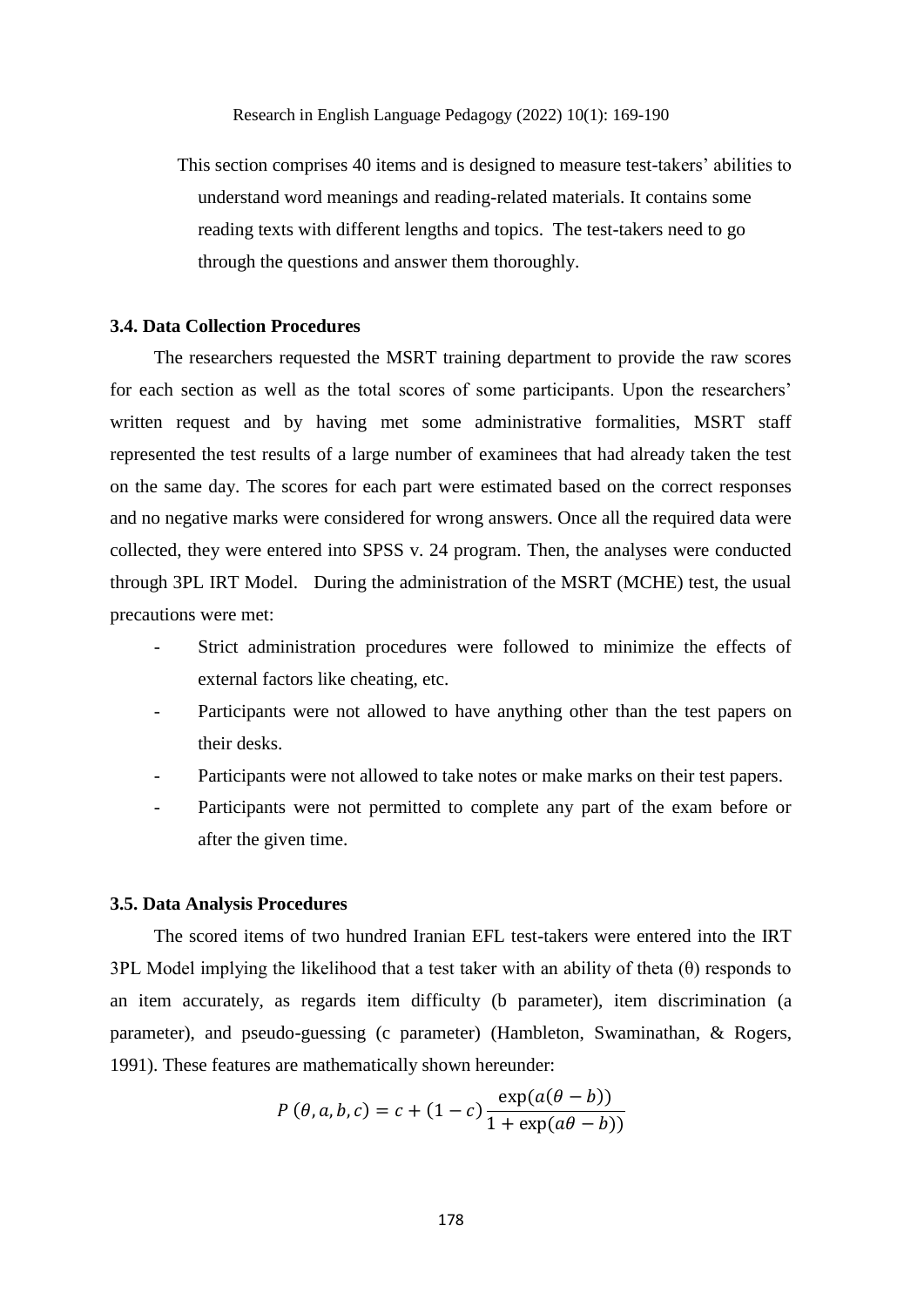This section comprises 40 items and is designed to measure test-takers' abilities to understand word meanings and reading-related materials. It contains some reading texts with different lengths and topics. The test-takers need to go through the questions and answer them thoroughly.

### 3.4. Data Collection Procedures

The researchers requested the MSRT training department to provide the raw scores for each section as well as the total scores of some participants. Upon the researchers' written request and by having met some administrative formalities, MSRT staff represented the test results of a large number of examinees that had already taken the test on the same day. The scores for each part were estimated based on the correct responses and no negative marks were considered for wrong answers. Once all the required data were collected, they were entered into SPSS v. 24 program. Then, the analyses were conducted through 3PL IRT Model. During the administration of the MSRT (MCHE) test, the usual precautions were met:

- Strict administration procedures were followed to minimize the effects of external factors like cheating, etc.
- Participants were not allowed to have anything other than the test papers on their desks.
- Participants were not allowed to take notes or make marks on their test papers.
- Participants were not permitted to complete any part of the exam before or after the given time.

### 3.5. Data Analysis Procedures

The scored items of two hundred Iranian EFL test-takers were entered into the IRT 3PL Model implying the likelihood that a test taker with an ability of theta (θ) responds to an item accurately, as regards item difficulty (b parameter), item discrimination (a parameter), and pseudo-guessing (c parameter) (Hambleton, Swaminathan, & Rogers, 1991). These features are mathematically shown hereunder:

$$P\,(\theta, a, b, c) = c + (1 - c)\,\frac{\exp(a(\theta - b))}{1 + \exp(a\theta - b))}$$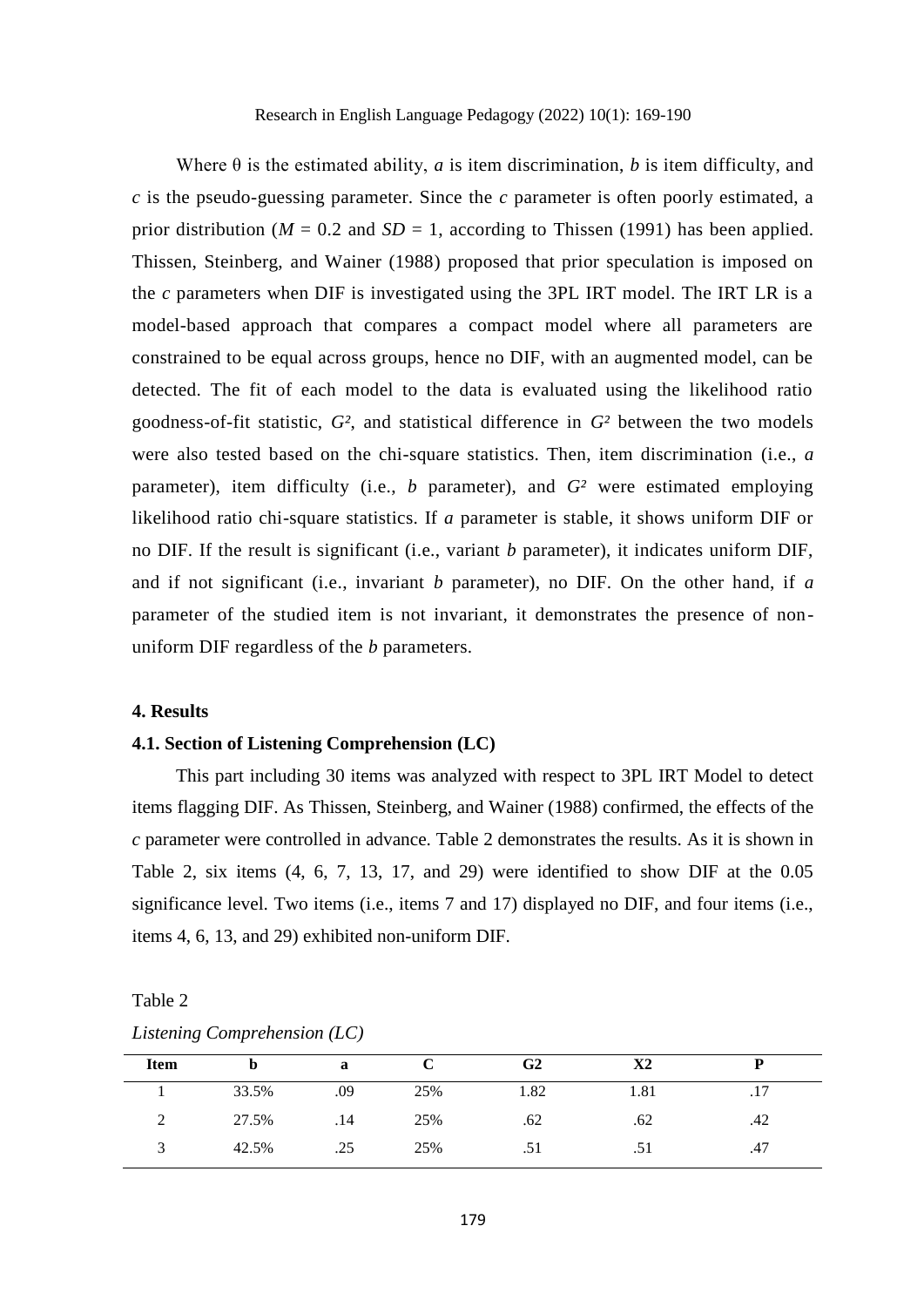Where θ is the estimated ability, *a* is item discrimination, *b* is item difficulty, and *c* is the pseudo-guessing parameter. Since the *c* parameter is often poorly estimated, a prior distribution ($M$ = 0.2 and $SD$ = 1, according to Thissen (1991) has been applied. Thissen, Steinberg, and Wainer (1988) proposed that prior speculation is imposed on the *c* parameters when DIF is investigated using the 3PL IRT model. The IRT LR is a model-based approach that compares a compact model where all parameters are constrained to be equal across groups, hence no DIF, with an augmented model, can be detected. The fit of each model to the data is evaluated using the likelihood ratio goodness-of-fit statistic, $G^2$, and statistical difference in $G^2$ between the two models were also tested based on the chi-square statistics. Then, item discrimination (i.e., *a* parameter), item difficulty (i.e., *b* parameter), and $G^2$ were estimated employing likelihood ratio chi-square statistics. If *a* parameter is stable, it shows uniform DIF or no DIF. If the result is significant (i.e., variant *b* parameter), it indicates uniform DIF, and if not significant (i.e., invariant *b* parameter), no DIF. On the other hand, if *a* parameter of the studied item is not invariant, it demonstrates the presence of non-uniform DIF regardless of the *b* parameters.

## 4. Results

### 4.1. Section of Listening Comprehension (LC)

This part including 30 items was analyzed with respect to 3PL IRT Model to detect items flagging DIF. As Thissen, Steinberg, and Wainer (1988) confirmed, the effects of the *c* parameter were controlled in advance. Table 2 demonstrates the results. As it is shown in Table 2, six items (4, 6, 7, 13, 17, and 29) were identified to show DIF at the 0.05 significance level. Two items (i.e., items 7 and 17) displayed no DIF, and four items (i.e., items 4, 6, 13, and 29) exhibited non-uniform DIF.

Table 2

*Listening Comprehension (LC)*

| Item | b | a | C | G2 | X2 | P |
|---|---|---|---|---|---|---|
| 1 | 33.5% | .09 | 25% | 1.82 | 1.81 | .17 |
| 2 | 27.5% | .14 | 25% | .62 | .62 | .42 |
| 3 | 42.5% | .25 | 25% | .51 | .51 | .47 |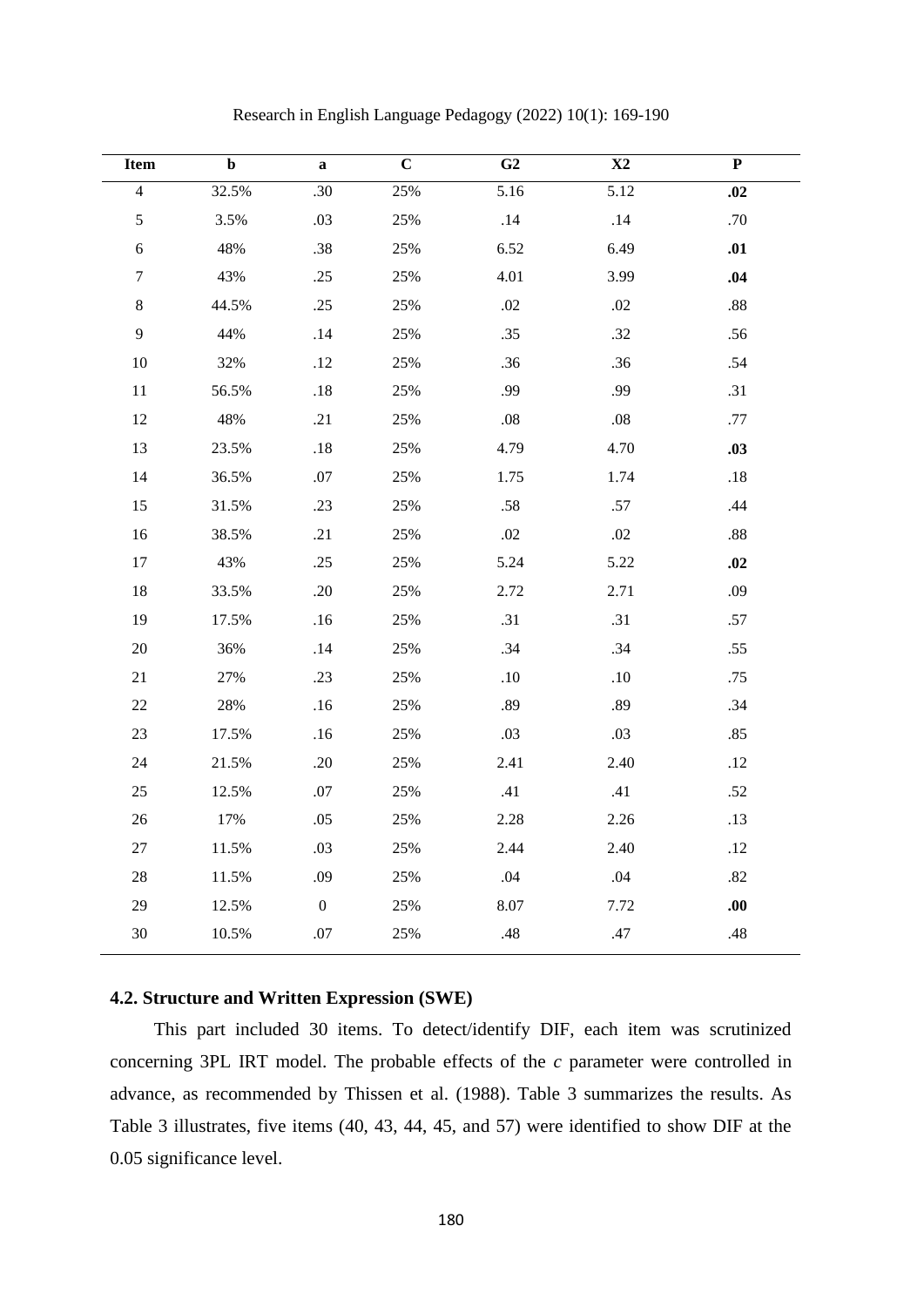| Item | b | a | C | G2 | X2 | P |
|---|---|---|---|---|---|---|
| 4 | 32.5% | .30 | 25% | 5.16 | 5.12 | **.02** |
| 5 | 3.5% | .03 | 25% | .14 | .14 | .70 |
| 6 | 48% | .38 | 25% | 6.52 | 6.49 | **.01** |
| 7 | 43% | .25 | 25% | 4.01 | 3.99 | **.04** |
| 8 | 44.5% | .25 | 25% | .02 | .02 | .88 |
| 9 | 44% | .14 | 25% | .35 | .32 | .56 |
| 10 | 32% | .12 | 25% | .36 | .36 | .54 |
| 11 | 56.5% | .18 | 25% | .99 | .99 | .31 |
| 12 | 48% | .21 | 25% | .08 | .08 | .77 |
| 13 | 23.5% | .18 | 25% | 4.79 | 4.70 | **.03** |
| 14 | 36.5% | .07 | 25% | 1.75 | 1.74 | .18 |
| 15 | 31.5% | .23 | 25% | .58 | .57 | .44 |
| 16 | 38.5% | .21 | 25% | .02 | .02 | .88 |
| 17 | 43% | .25 | 25% | 5.24 | 5.22 | **.02** |
| 18 | 33.5% | .20 | 25% | 2.72 | 2.71 | .09 |
| 19 | 17.5% | .16 | 25% | .31 | .31 | .57 |
| 20 | 36% | .14 | 25% | .34 | .34 | .55 |
| 21 | 27% | .23 | 25% | .10 | .10 | .75 |
| 22 | 28% | .16 | 25% | .89 | .89 | .34 |
| 23 | 17.5% | .16 | 25% | .03 | .03 | .85 |
| 24 | 21.5% | .20 | 25% | 2.41 | 2.40 | .12 |
| 25 | 12.5% | .07 | 25% | .41 | .41 | .52 |
| 26 | 17% | .05 | 25% | 2.28 | 2.26 | .13 |
| 27 | 11.5% | .03 | 25% | 2.44 | 2.40 | .12 |
| 28 | 11.5% | .09 | 25% | .04 | .04 | .82 |
| 29 | 12.5% | 0 | 25% | 8.07 | 7.72 | **.00** |
| 30 | 10.5% | .07 | 25% | .48 | .47 | .48 |

### 4.2. Structure and Written Expression (SWE)

This part included 30 items. To detect/identify DIF, each item was scrutinized concerning 3PL IRT model. The probable effects of the *c* parameter were controlled in advance, as recommended by Thissen et al. (1988). Table 3 summarizes the results. As Table 3 illustrates, five items (40, 43, 44, 45, and 57) were identified to show DIF at the 0.05 significance level.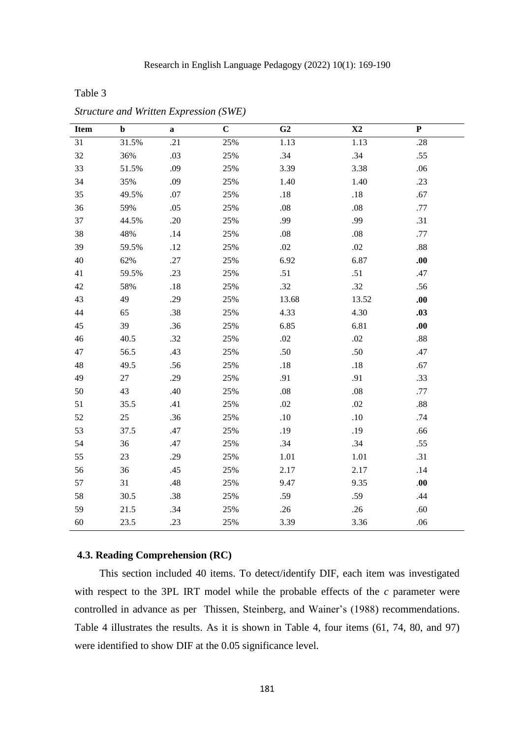Table 3

*Structure and Written Expression (SWE)*

| Item | b | a | C | G2 | X2 | P |
|---|---|---|---|---|---|---|
| 31 | 31.5% | .21 | 25% | 1.13 | 1.13 | .28 |
| 32 | 36% | .03 | 25% | .34 | .34 | .55 |
| 33 | 51.5% | .09 | 25% | 3.39 | 3.38 | .06 |
| 34 | 35% | .09 | 25% | 1.40 | 1.40 | .23 |
| 35 | 49.5% | .07 | 25% | .18 | .18 | .67 |
| 36 | 59% | .05 | 25% | .08 | .08 | .77 |
| 37 | 44.5% | .20 | 25% | .99 | .99 | .31 |
| 38 | 48% | .14 | 25% | .08 | .08 | .77 |
| 39 | 59.5% | .12 | 25% | .02 | .02 | .88 |
| 40 | 62% | .27 | 25% | 6.92 | 6.87 | **.00** |
| 41 | 59.5% | .23 | 25% | .51 | .51 | .47 |
| 42 | 58% | .18 | 25% | .32 | .32 | .56 |
| 43 | 49 | .29 | 25% | 13.68 | 13.52 | **.00** |
| 44 | 65 | .38 | 25% | 4.33 | 4.30 | **.03** |
| 45 | 39 | .36 | 25% | 6.85 | 6.81 | **.00** |
| 46 | 40.5 | .32 | 25% | .02 | .02 | .88 |
| 47 | 56.5 | .43 | 25% | .50 | .50 | .47 |
| 48 | 49.5 | .56 | 25% | .18 | .18 | .67 |
| 49 | 27 | .29 | 25% | .91 | .91 | .33 |
| 50 | 43 | .40 | 25% | .08 | .08 | .77 |
| 51 | 35.5 | .41 | 25% | .02 | .02 | .88 |
| 52 | 25 | .36 | 25% | .10 | .10 | .74 |
| 53 | 37.5 | .47 | 25% | .19 | .19 | .66 |
| 54 | 36 | .47 | 25% | .34 | .34 | .55 |
| 55 | 23 | .29 | 25% | 1.01 | 1.01 | .31 |
| 56 | 36 | .45 | 25% | 2.17 | 2.17 | .14 |
| 57 | 31 | .48 | 25% | 9.47 | 9.35 | **.00** |
| 58 | 30.5 | .38 | 25% | .59 | .59 | .44 |
| 59 | 21.5 | .34 | 25% | .26 | .26 | .60 |
| 60 | 23.5 | .23 | 25% | 3.39 | 3.36 | .06 |

### 4.3. Reading Comprehension (RC)

This section included 40 items. To detect/identify DIF, each item was investigated with respect to the 3PL IRT model while the probable effects of the *c* parameter were controlled in advance as per Thissen, Steinberg, and Wainer's (1988) recommendations. Table 4 illustrates the results. As it is shown in Table 4, four items (61, 74, 80, and 97) were identified to show DIF at the 0.05 significance level.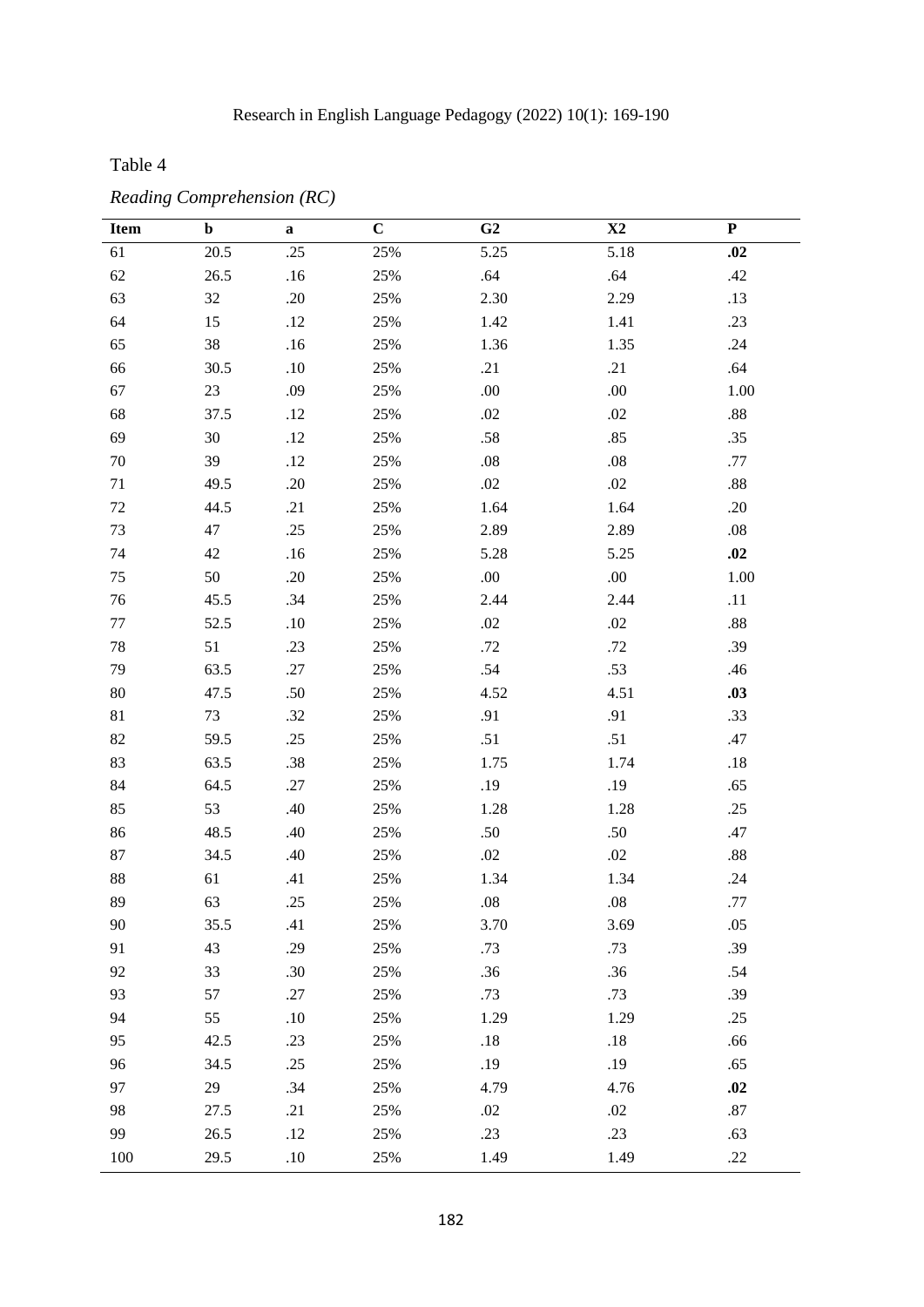Table 4

*Reading Comprehension (RC)*

| Item | b | a | C | G2 | X2 | P |
|---|---|---|---|---|---|---|
| 61 | 20.5 | .25 | 25% | 5.25 | 5.18 | **.02** |
| 62 | 26.5 | .16 | 25% | .64 | .64 | .42 |
| 63 | 32 | .20 | 25% | 2.30 | 2.29 | .13 |
| 64 | 15 | .12 | 25% | 1.42 | 1.41 | .23 |
| 65 | 38 | .16 | 25% | 1.36 | 1.35 | .24 |
| 66 | 30.5 | .10 | 25% | .21 | .21 | .64 |
| 67 | 23 | .09 | 25% | .00 | .00 | 1.00 |
| 68 | 37.5 | .12 | 25% | .02 | .02 | .88 |
| 69 | 30 | .12 | 25% | .58 | .85 | .35 |
| 70 | 39 | .12 | 25% | .08 | .08 | .77 |
| 71 | 49.5 | .20 | 25% | .02 | .02 | .88 |
| 72 | 44.5 | .21 | 25% | 1.64 | 1.64 | .20 |
| 73 | 47 | .25 | 25% | 2.89 | 2.89 | .08 |
| 74 | 42 | .16 | 25% | 5.28 | 5.25 | **.02** |
| 75 | 50 | .20 | 25% | .00 | .00 | 1.00 |
| 76 | 45.5 | .34 | 25% | 2.44 | 2.44 | .11 |
| 77 | 52.5 | .10 | 25% | .02 | .02 | .88 |
| 78 | 51 | .23 | 25% | .72 | .72 | .39 |
| 79 | 63.5 | .27 | 25% | .54 | .53 | .46 |
| 80 | 47.5 | .50 | 25% | 4.52 | 4.51 | **.03** |
| 81 | 73 | .32 | 25% | .91 | .91 | .33 |
| 82 | 59.5 | .25 | 25% | .51 | .51 | .47 |
| 83 | 63.5 | .38 | 25% | 1.75 | 1.74 | .18 |
| 84 | 64.5 | .27 | 25% | .19 | .19 | .65 |
| 85 | 53 | .40 | 25% | 1.28 | 1.28 | .25 |
| 86 | 48.5 | .40 | 25% | .50 | .50 | .47 |
| 87 | 34.5 | .40 | 25% | .02 | .02 | .88 |
| 88 | 61 | .41 | 25% | 1.34 | 1.34 | .24 |
| 89 | 63 | .25 | 25% | .08 | .08 | .77 |
| 90 | 35.5 | .41 | 25% | 3.70 | 3.69 | .05 |
| 91 | 43 | .29 | 25% | .73 | .73 | .39 |
| 92 | 33 | .30 | 25% | .36 | .36 | .54 |
| 93 | 57 | .27 | 25% | .73 | .73 | .39 |
| 94 | 55 | .10 | 25% | 1.29 | 1.29 | .25 |
| 95 | 42.5 | .23 | 25% | .18 | .18 | .66 |
| 96 | 34.5 | .25 | 25% | .19 | .19 | .65 |
| 97 | 29 | .34 | 25% | 4.79 | 4.76 | **.02** |
| 98 | 27.5 | .21 | 25% | .02 | .02 | .87 |
| 99 | 26.5 | .12 | 25% | .23 | .23 | .63 |
| 100 | 29.5 | .10 | 25% | 1.49 | 1.49 | .22 |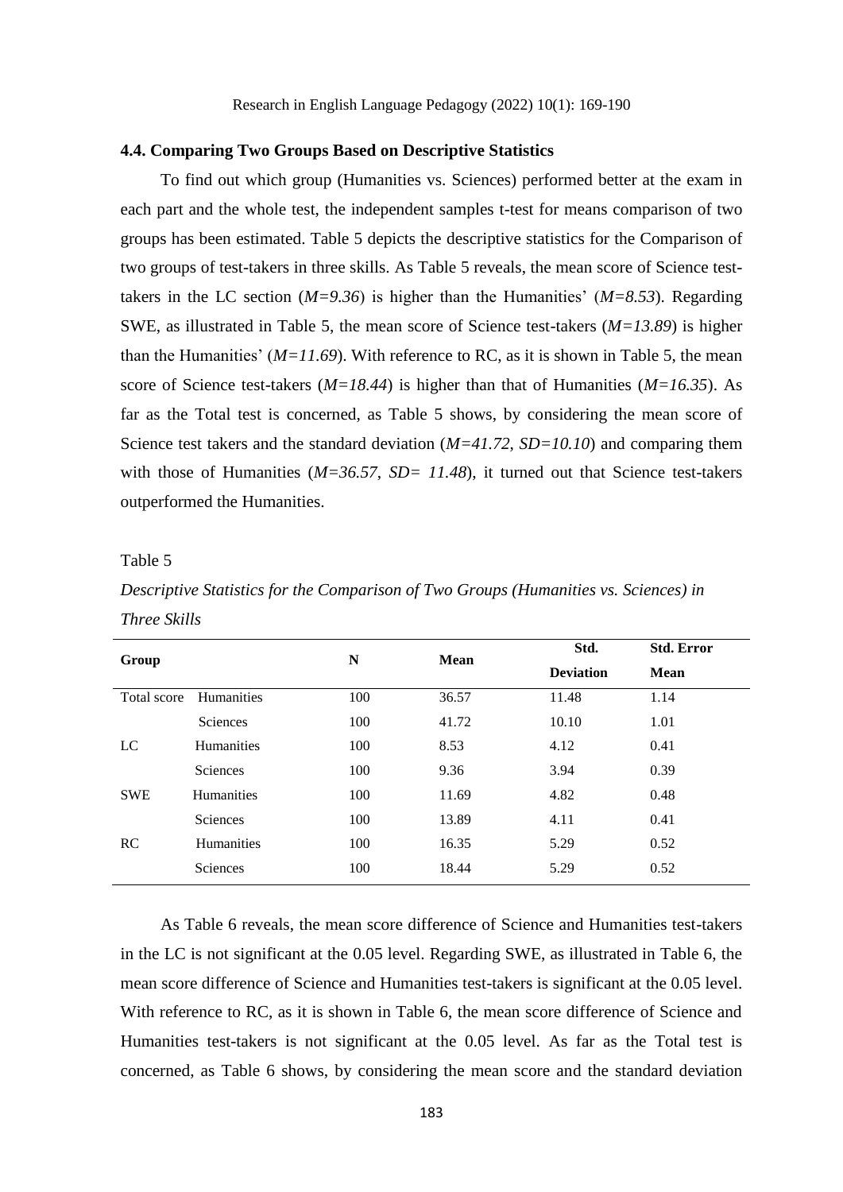### 4.4. Comparing Two Groups Based on Descriptive Statistics

To find out which group (Humanities vs. Sciences) performed better at the exam in each part and the whole test, the independent samples t-test for means comparison of two groups has been estimated. Table 5 depicts the descriptive statistics for the Comparison of two groups of test-takers in three skills. As Table 5 reveals, the mean score of Science test-takers in the LC section (*M=9.36*) is higher than the Humanities' (*M=8.53*). Regarding SWE, as illustrated in Table 5, the mean score of Science test-takers (*M=13.89*) is higher than the Humanities' (*M=11.69*). With reference to RC, as it is shown in Table 5, the mean score of Science test-takers (*M=18.44*) is higher than that of Humanities (*M=16.35*). As far as the Total test is concerned, as Table 5 shows, by considering the mean score of Science test takers and the standard deviation (*M=41.72, SD=10.10*) and comparing them with those of Humanities (*M=36.57, SD= 11.48*), it turned out that Science test-takers outperformed the Humanities.

Table 5

*Descriptive Statistics for the Comparison of Two Groups (Humanities vs. Sciences) in Three Skills*

| Group | | N | Mean | Std. Deviation | Std. Error Mean |
|---|---|---|---|---|---|
| Total score | Humanities | 100 | 36.57 | 11.48 | 1.14 |
| | Sciences | 100 | 41.72 | 10.10 | 1.01 |
| LC | Humanities | 100 | 8.53 | 4.12 | 0.41 |
| | Sciences | 100 | 9.36 | 3.94 | 0.39 |
| SWE | Humanities | 100 | 11.69 | 4.82 | 0.48 |
| | Sciences | 100 | 13.89 | 4.11 | 0.41 |
| RC | Humanities | 100 | 16.35 | 5.29 | 0.52 |
| | Sciences | 100 | 18.44 | 5.29 | 0.52 |

As Table 6 reveals, the mean score difference of Science and Humanities test-takers in the LC is not significant at the 0.05 level. Regarding SWE, as illustrated in Table 6, the mean score difference of Science and Humanities test-takers is significant at the 0.05 level. With reference to RC, as it is shown in Table 6, the mean score difference of Science and Humanities test-takers is not significant at the 0.05 level. As far as the Total test is concerned, as Table 6 shows, by considering the mean score and the standard deviation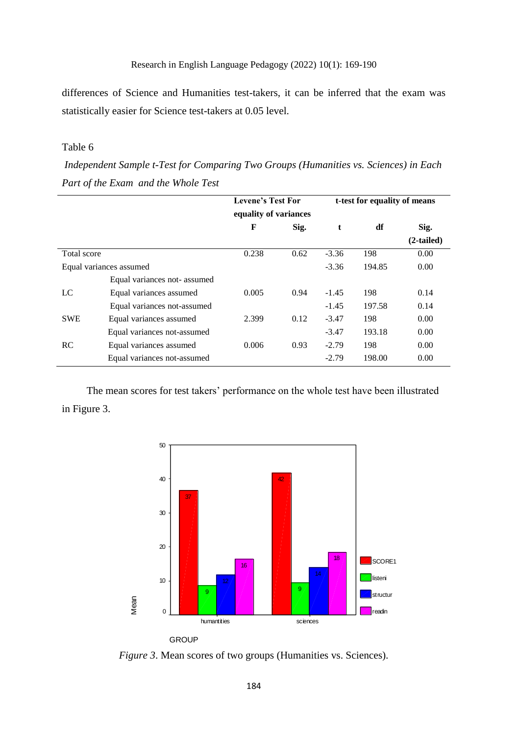differences of Science and Humanities test-takers, it can be inferred that the exam was statistically easier for Science test-takers at 0.05 level.

Table 6

*Independent Sample t-Test for Comparing Two Groups (Humanities vs. Sciences) in Each Part of the Exam and the Whole Test*

| | | Levene's Test For equality of variances | | t-test for equality of means | | |
|---|---|---|---|---|---|---|
| | | **F** | **Sig.** | **t** | **df** | **Sig. (2-tailed)** |
| Total score | | 0.238 | 0.62 | -3.36 | 198 | 0.00 |
| Equal variances assumed | | | | -3.36 | 194.85 | 0.00 |
| | Equal variances not- assumed | | | | | |
| LC | Equal variances assumed | 0.005 | 0.94 | -1.45 | 198 | 0.14 |
| | Equal variances not-assumed | | | -1.45 | 197.58 | 0.14 |
| SWE | Equal variances assumed | 2.399 | 0.12 | -3.47 | 198 | 0.00 |
| | Equal variances not-assumed | | | -3.47 | 193.18 | 0.00 |
| RC | Equal variances assumed | 0.006 | 0.93 | -2.79 | 198 | 0.00 |
| | Equal variances not-assumed | | | -2.79 | 198.00 | 0.00 |

The mean scores for test takers' performance on the whole test have been illustrated in Figure 3.

*Figure 3*. Mean scores of two groups (Humanities vs. Sciences).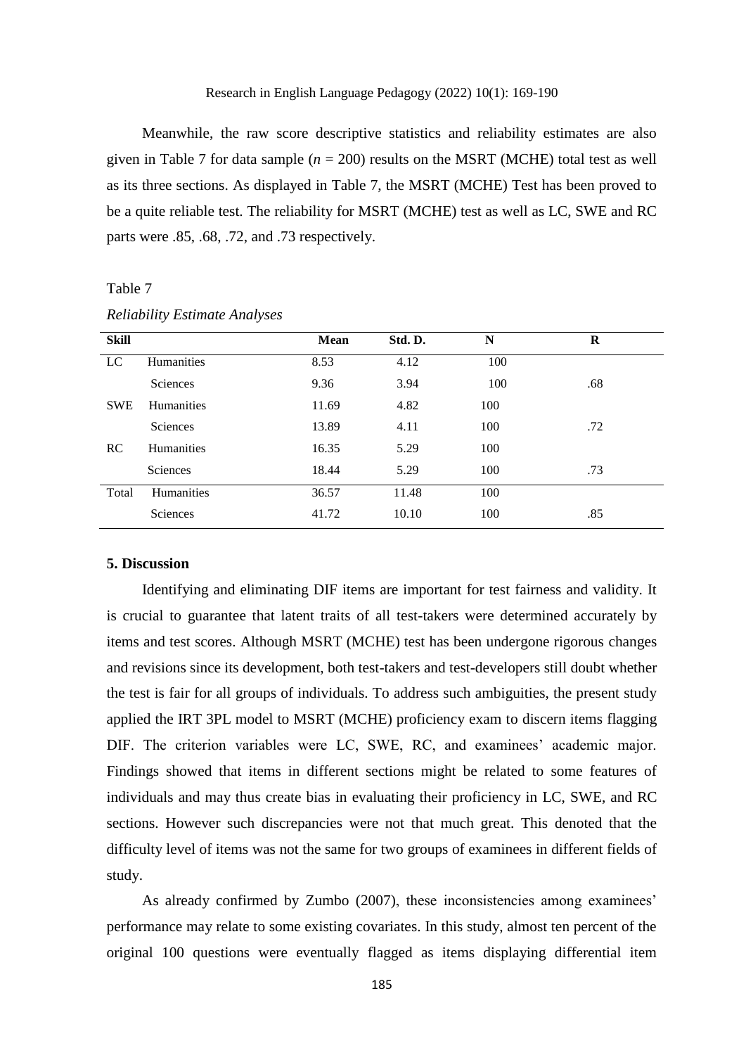Meanwhile, the raw score descriptive statistics and reliability estimates are also given in Table 7 for data sample ($n$ = 200) results on the MSRT (MCHE) total test as well as its three sections. As displayed in Table 7, the MSRT (MCHE) Test has been proved to be a quite reliable test. The reliability for MSRT (MCHE) test as well as LC, SWE and RC parts were .85, .68, .72, and .73 respectively.

Table 7

*Reliability Estimate Analyses*

| Skill | | Mean | Std. D. | N | R |
|---|---|---|---|---|---|
| LC | Humanities | 8.53 | 4.12 | 100 | |
| | Sciences | 9.36 | 3.94 | 100 | .68 |
| SWE | Humanities | 11.69 | 4.82 | 100 | |
| | Sciences | 13.89 | 4.11 | 100 | .72 |
| RC | Humanities | 16.35 | 5.29 | 100 | |
| | Sciences | 18.44 | 5.29 | 100 | .73 |
| Total | Humanities | 36.57 | 11.48 | 100 | |
| | Sciences | 41.72 | 10.10 | 100 | .85 |

## 5. Discussion

Identifying and eliminating DIF items are important for test fairness and validity. It is crucial to guarantee that latent traits of all test-takers were determined accurately by items and test scores. Although MSRT (MCHE) test has been undergone rigorous changes and revisions since its development, both test-takers and test-developers still doubt whether the test is fair for all groups of individuals. To address such ambiguities, the present study applied the IRT 3PL model to MSRT (MCHE) proficiency exam to discern items flagging DIF. The criterion variables were LC, SWE, RC, and examinees' academic major. Findings showed that items in different sections might be related to some features of individuals and may thus create bias in evaluating their proficiency in LC, SWE, and RC sections. However such discrepancies were not that much great. This denoted that the difficulty level of items was not the same for two groups of examinees in different fields of study.

As already confirmed by Zumbo (2007), these inconsistencies among examinees' performance may relate to some existing covariates. In this study, almost ten percent of the original 100 questions were eventually flagged as items displaying differential item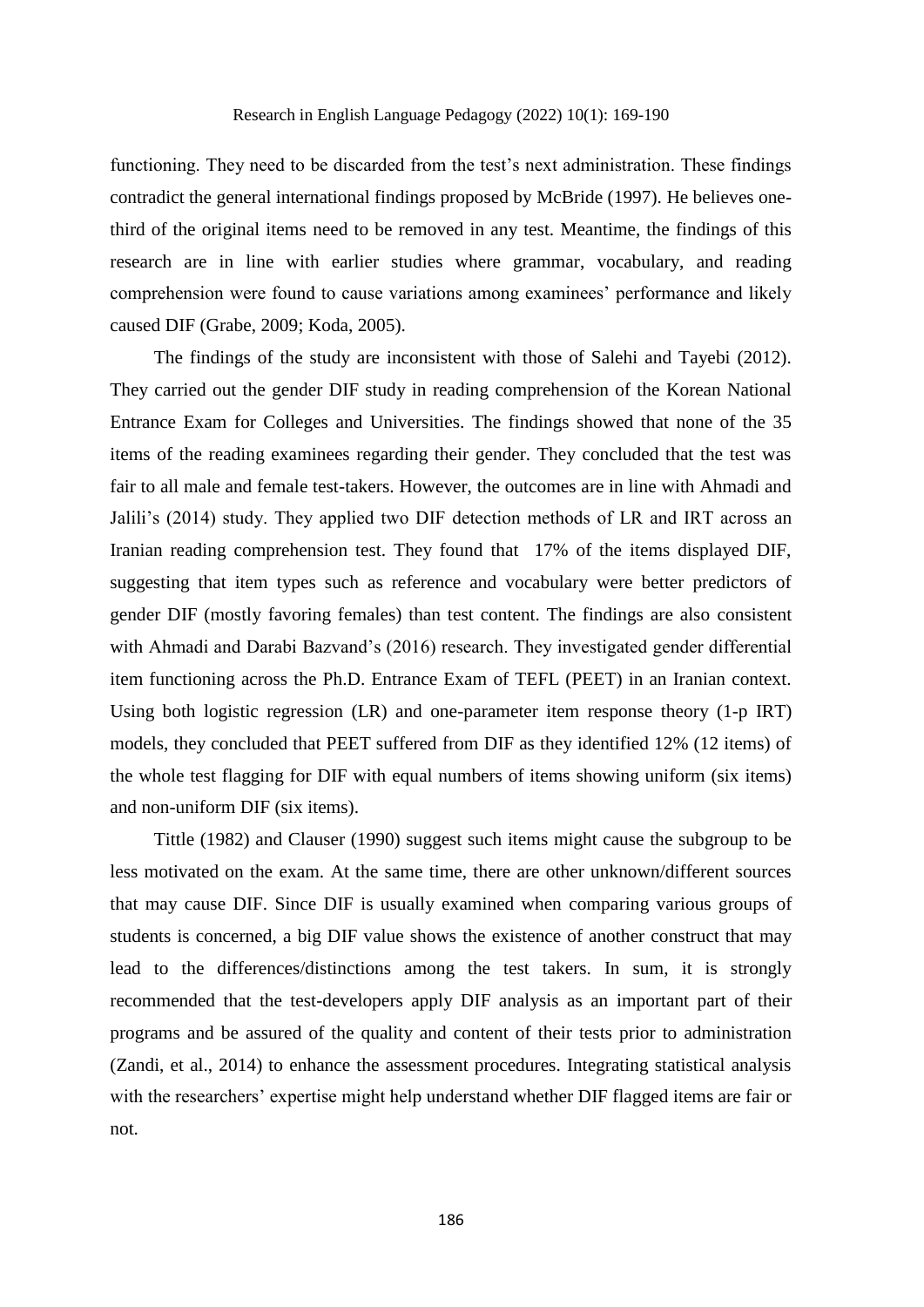functioning. They need to be discarded from the test's next administration. These findings contradict the general international findings proposed by McBride (1997). He believes one-third of the original items need to be removed in any test. Meantime, the findings of this research are in line with earlier studies where grammar, vocabulary, and reading comprehension were found to cause variations among examinees' performance and likely caused DIF (Grabe, 2009; Koda, 2005).

The findings of the study are inconsistent with those of Salehi and Tayebi (2012). They carried out the gender DIF study in reading comprehension of the Korean National Entrance Exam for Colleges and Universities. The findings showed that none of the 35 items of the reading examinees regarding their gender. They concluded that the test was fair to all male and female test-takers. However, the outcomes are in line with Ahmadi and Jalili's (2014) study. They applied two DIF detection methods of LR and IRT across an Iranian reading comprehension test. They found that 17% of the items displayed DIF, suggesting that item types such as reference and vocabulary were better predictors of gender DIF (mostly favoring females) than test content. The findings are also consistent with Ahmadi and Darabi Bazvand's (2016) research. They investigated gender differential item functioning across the Ph.D. Entrance Exam of TEFL (PEET) in an Iranian context. Using both logistic regression (LR) and one-parameter item response theory (1-p IRT) models, they concluded that PEET suffered from DIF as they identified 12% (12 items) of the whole test flagging for DIF with equal numbers of items showing uniform (six items) and non-uniform DIF (six items).

Tittle (1982) and Clauser (1990) suggest such items might cause the subgroup to be less motivated on the exam. At the same time, there are other unknown/different sources that may cause DIF. Since DIF is usually examined when comparing various groups of students is concerned, a big DIF value shows the existence of another construct that may lead to the differences/distinctions among the test takers. In sum, it is strongly recommended that the test-developers apply DIF analysis as an important part of their programs and be assured of the quality and content of their tests prior to administration (Zandi, et al., 2014) to enhance the assessment procedures. Integrating statistical analysis with the researchers' expertise might help understand whether DIF flagged items are fair or not.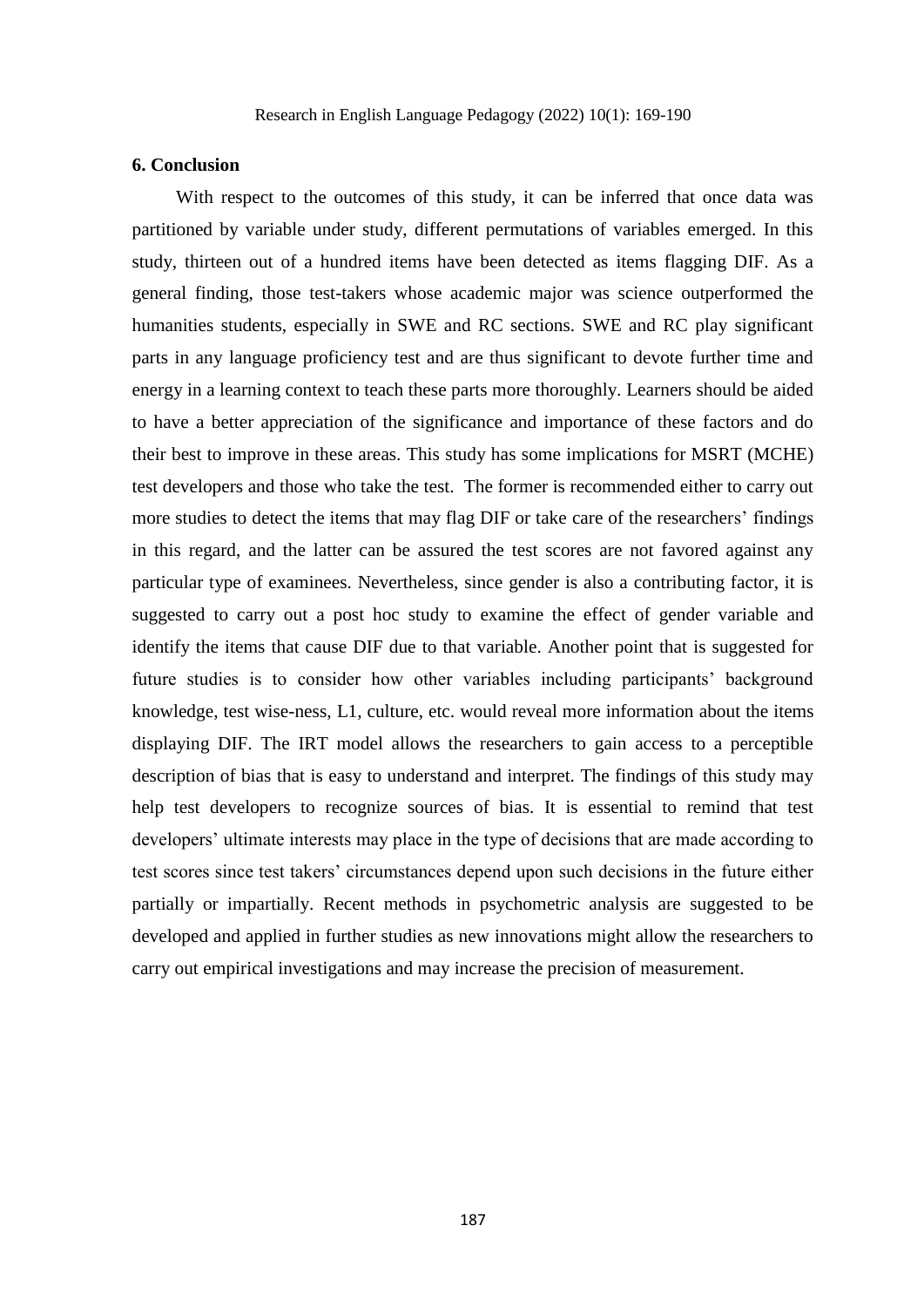## 6. Conclusion

With respect to the outcomes of this study, it can be inferred that once data was partitioned by variable under study, different permutations of variables emerged. In this study, thirteen out of a hundred items have been detected as items flagging DIF. As a general finding, those test-takers whose academic major was science outperformed the humanities students, especially in SWE and RC sections. SWE and RC play significant parts in any language proficiency test and are thus significant to devote further time and energy in a learning context to teach these parts more thoroughly. Learners should be aided to have a better appreciation of the significance and importance of these factors and do their best to improve in these areas. This study has some implications for MSRT (MCHE) test developers and those who take the test. The former is recommended either to carry out more studies to detect the items that may flag DIF or take care of the researchers' findings in this regard, and the latter can be assured the test scores are not favored against any particular type of examinees. Nevertheless, since gender is also a contributing factor, it is suggested to carry out a post hoc study to examine the effect of gender variable and identify the items that cause DIF due to that variable. Another point that is suggested for future studies is to consider how other variables including participants' background knowledge, test wise-ness, L1, culture, etc. would reveal more information about the items displaying DIF. The IRT model allows the researchers to gain access to a perceptible description of bias that is easy to understand and interpret. The findings of this study may help test developers to recognize sources of bias. It is essential to remind that test developers' ultimate interests may place in the type of decisions that are made according to test scores since test takers' circumstances depend upon such decisions in the future either partially or impartially. Recent methods in psychometric analysis are suggested to be developed and applied in further studies as new innovations might allow the researchers to carry out empirical investigations and may increase the precision of measurement.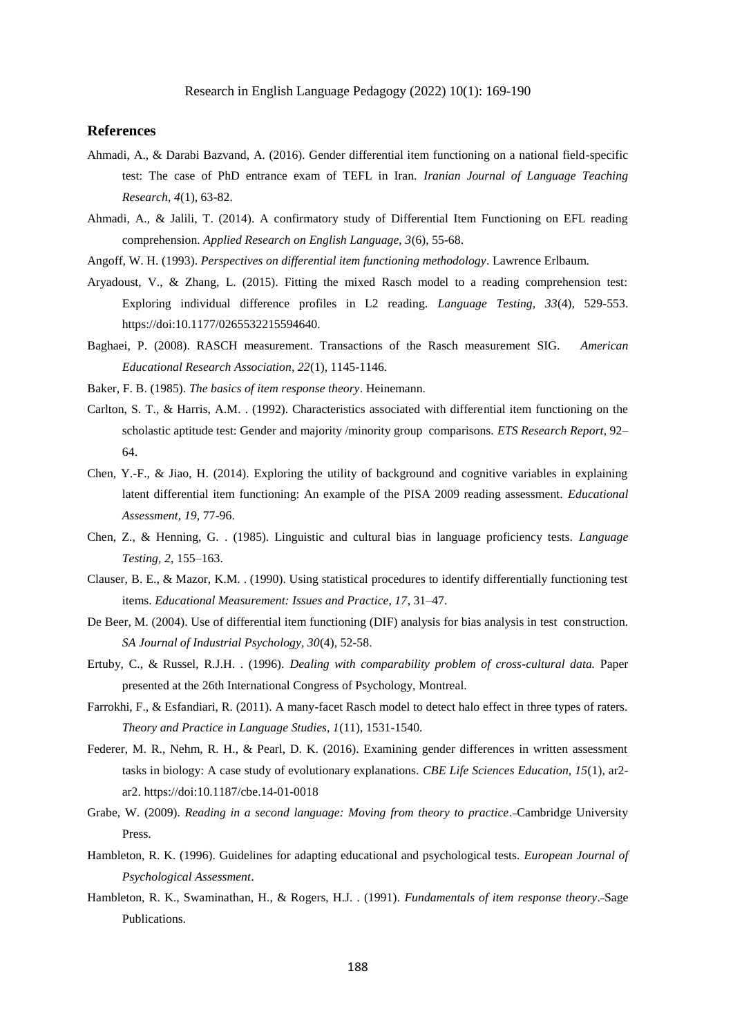## References

Ahmadi, A., & Darabi Bazvand, A. (2016). Gender differential item functioning on a national field-specific test: The case of PhD entrance exam of TEFL in Iran. *Iranian Journal of Language Teaching Research, 4*(1), 63-82.

Ahmadi, A., & Jalili, T. (2014). A confirmatory study of Differential Item Functioning on EFL reading comprehension. *Applied Research on English Language, 3*(6), 55-68.

Angoff, W. H. (1993). *Perspectives on differential item functioning methodology*. Lawrence Erlbaum.

Aryadoust, V., & Zhang, L. (2015). Fitting the mixed Rasch model to a reading comprehension test: Exploring individual difference profiles in L2 reading. *Language Testing, 33*(4), 529-553. https://doi:10.1177/0265532215594640.

Baghaei, P. (2008). RASCH measurement. Transactions of the Rasch measurement SIG. *American Educational Research Association, 22*(1), 1145-1146.

Baker, F. B. (1985). *The basics of item response theory*. Heinemann.

Carlton, S. T., & Harris, A.M. . (1992). Characteristics associated with differential item functioning on the scholastic aptitude test: Gender and majority /minority group comparisons. *ETS Research Report*, 92–64.

Chen, Y.-F., & Jiao, H. (2014). Exploring the utility of background and cognitive variables in explaining latent differential item functioning: An example of the PISA 2009 reading assessment. *Educational Assessment, 19*, 77-96.

Chen, Z., & Henning, G. . (1985). Linguistic and cultural bias in language proficiency tests. *Language Testing, 2*, 155–163.

Clauser, B. E., & Mazor, K.M. . (1990). Using statistical procedures to identify differentially functioning test items. *Educational Measurement: Issues and Practice, 17*, 31–47.

De Beer, M. (2004). Use of differential item functioning (DIF) analysis for bias analysis in test construction. *SA Journal of Industrial Psychology, 30*(4), 52-58.

Ertuby, C., & Russel, R.J.H. . (1996). *Dealing with comparability problem of cross-cultural data.* Paper presented at the 26th International Congress of Psychology, Montreal.

Farrokhi, F., & Esfandiari, R. (2011). A many-facet Rasch model to detect halo effect in three types of raters. *Theory and Practice in Language Studies, 1*(11), 1531-1540.

Federer, M. R., Nehm, R. H., & Pearl, D. K. (2016). Examining gender differences in written assessment tasks in biology: A case study of evolutionary explanations. *CBE Life Sciences Education, 15*(1), ar2-ar2. https://doi:10.1187/cbe.14-01-0018

Grabe, W. (2009). *Reading in a second language: Moving from theory to practice*. Cambridge University Press.

Hambleton, R. K. (1996). Guidelines for adapting educational and psychological tests. *European Journal of Psychological Assessment*.

Hambleton, R. K., Swaminathan, H., & Rogers, H.J. . (1991). *Fundamentals of item response theory*. Sage Publications.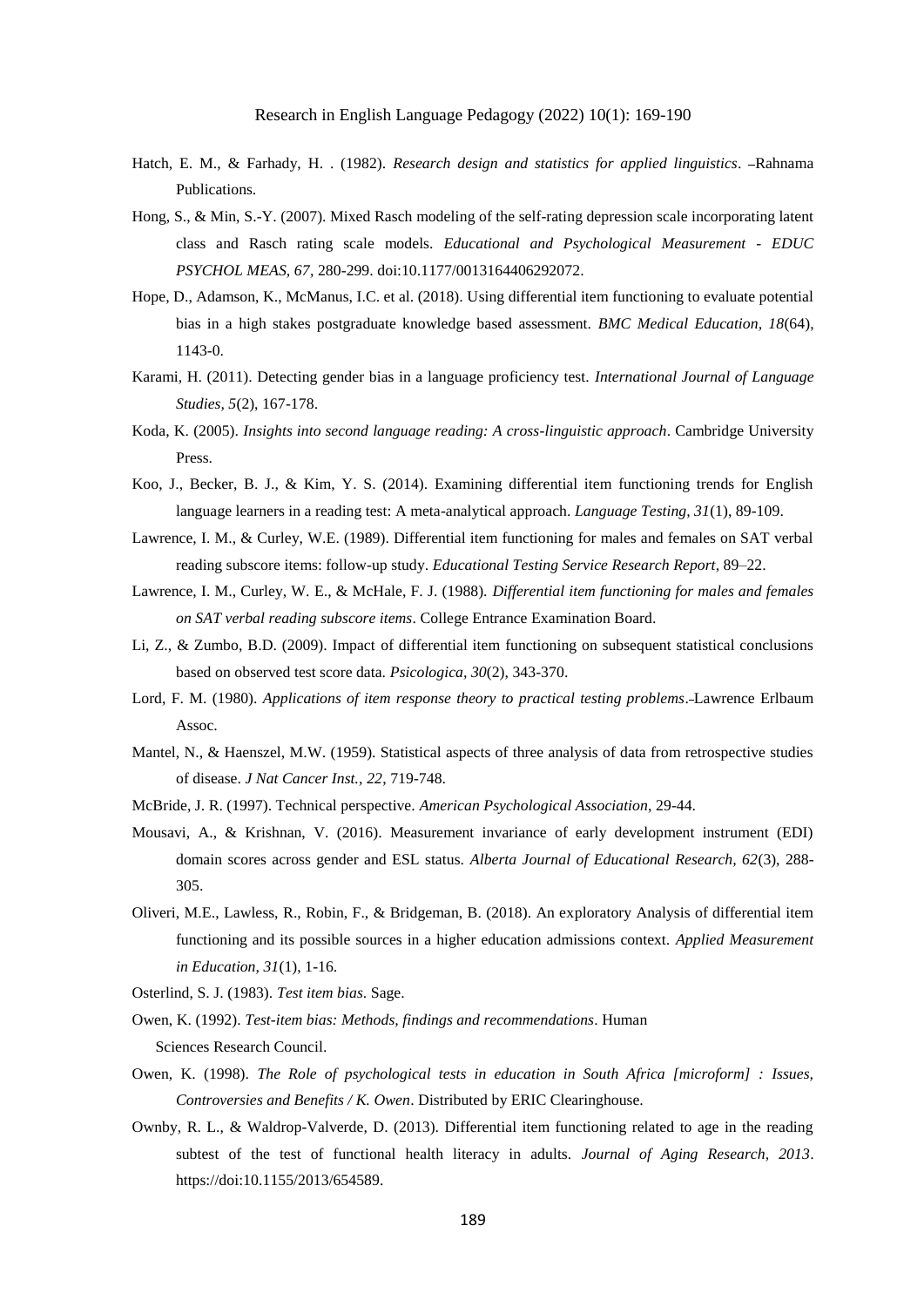Hatch, E. M., & Farhady, H. . (1982). *Research design and statistics for applied linguistics*. –Rahnama Publications.

Hong, S., & Min, S.-Y. (2007). Mixed Rasch modeling of the self-rating depression scale incorporating latent class and Rasch rating scale models. *Educational and Psychological Measurement - EDUC PSYCHOL MEAS, 67*, 280-299. doi:10.1177/0013164406292072.

Hope, D., Adamson, K., McManus, I.C. et al. (2018). Using differential item functioning to evaluate potential bias in a high stakes postgraduate knowledge based assessment. *BMC Medical Education, 18*(64), 1143-0.

Karami, H. (2011). Detecting gender bias in a language proficiency test. *International Journal of Language Studies, 5*(2), 167-178.

Koda, K. (2005). *Insights into second language reading: A cross-linguistic approach*. Cambridge University Press.

Koo, J., Becker, B. J., & Kim, Y. S. (2014). Examining differential item functioning trends for English language learners in a reading test: A meta-analytical approach. *Language Testing, 31*(1), 89-109.

Lawrence, I. M., & Curley, W.E. (1989). Differential item functioning for males and females on SAT verbal reading subscore items: follow-up study. *Educational Testing Service Research Report*, 89–22.

Lawrence, I. M., Curley, W. E., & McHale, F. J. (1988). *Differential item functioning for males and females on SAT verbal reading subscore items*. College Entrance Examination Board.

Li, Z., & Zumbo, B.D. (2009). Impact of differential item functioning on subsequent statistical conclusions based on observed test score data. *Psicologica, 30*(2), 343-370.

Lord, F. M. (1980). *Applications of item response theory to practical testing problems*.–Lawrence Erlbaum Assoc.

Mantel, N., & Haenszel, M.W. (1959). Statistical aspects of three analysis of data from retrospective studies of disease. *J Nat Cancer Inst., 22*, 719-748.

McBride, J. R. (1997). Technical perspective. *American Psychological Association*, 29-44.

Mousavi, A., & Krishnan, V. (2016). Measurement invariance of early development instrument (EDI) domain scores across gender and ESL status. *Alberta Journal of Educational Research, 62*(3), 288-305.

Oliveri, M.E., Lawless, R., Robin, F., & Bridgeman, B. (2018). An exploratory Analysis of differential item functioning and its possible sources in a higher education admissions context. *Applied Measurement in Education, 31*(1), 1-16.

Osterlind, S. J. (1983). *Test item bias*. Sage.

Owen, K. (1992). *Test-item bias: Methods, findings and recommendations*. Human Sciences Research Council.

Owen, K. (1998). *The Role of psychological tests in education in South Africa [microform] : Issues, Controversies and Benefits / K. Owen*. Distributed by ERIC Clearinghouse.

Ownby, R. L., & Waldrop-Valverde, D. (2013). Differential item functioning related to age in the reading subtest of the test of functional health literacy in adults. *Journal of Aging Research, 2013*. https://doi:10.1155/2013/654589.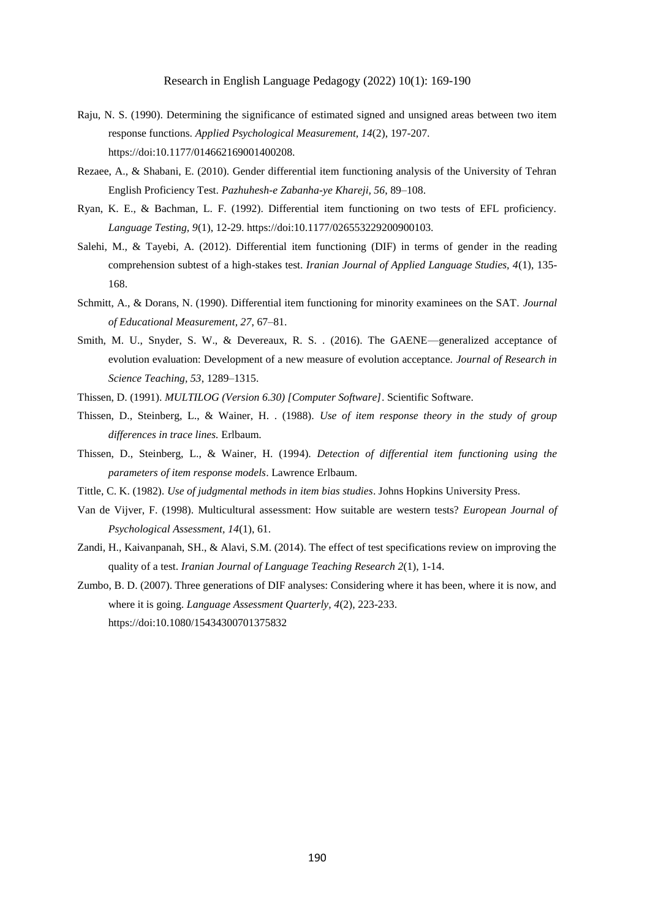Raju, N. S. (1990). Determining the significance of estimated signed and unsigned areas between two item response functions. *Applied Psychological Measurement, 14*(2), 197-207. https://doi:10.1177/014662169001400208.

Rezaee, A., & Shabani, E. (2010). Gender differential item functioning analysis of the University of Tehran English Proficiency Test. *Pazhuhesh-e Zabanha-ye Khareji, 56*, 89–108.

Ryan, K. E., & Bachman, L. F. (1992). Differential item functioning on two tests of EFL proficiency. *Language Testing, 9*(1), 12-29. https://doi:10.1177/026553229200900103.

Salehi, M., & Tayebi, A. (2012). Differential item functioning (DIF) in terms of gender in the reading comprehension subtest of a high-stakes test. *Iranian Journal of Applied Language Studies, 4*(1), 135-168.

Schmitt, A., & Dorans, N. (1990). Differential item functioning for minority examinees on the SAT. *Journal of Educational Measurement, 27*, 67–81.

Smith, M. U., Snyder, S. W., & Devereaux, R. S. . (2016). The GAENE—generalized acceptance of evolution evaluation: Development of a new measure of evolution acceptance. *Journal of Research in Science Teaching, 53*, 1289–1315.

Thissen, D. (1991). *MULTILOG (Version 6.30) [Computer Software]*. Scientific Software.

Thissen, D., Steinberg, L., & Wainer, H. . (1988). *Use of item response theory in the study of group differences in trace lines.* Erlbaum.

Thissen, D., Steinberg, L., & Wainer, H. (1994). *Detection of differential item functioning using the parameters of item response models*. Lawrence Erlbaum.

Tittle, C. K. (1982). *Use of judgmental methods in item bias studies*. Johns Hopkins University Press.

Van de Vijver, F. (1998). Multicultural assessment: How suitable are western tests? *European Journal of Psychological Assessment, 14*(1), 61.

Zandi, H., Kaivanpanah, SH., & Alavi, S.M. (2014). The effect of test specifications review on improving the quality of a test. *Iranian Journal of Language Teaching Research 2*(1), 1-14.

Zumbo, B. D. (2007). Three generations of DIF analyses: Considering where it has been, where it is now, and where it is going. *Language Assessment Quarterly, 4*(2), 223-233. https://doi:10.1080/15434300701375832